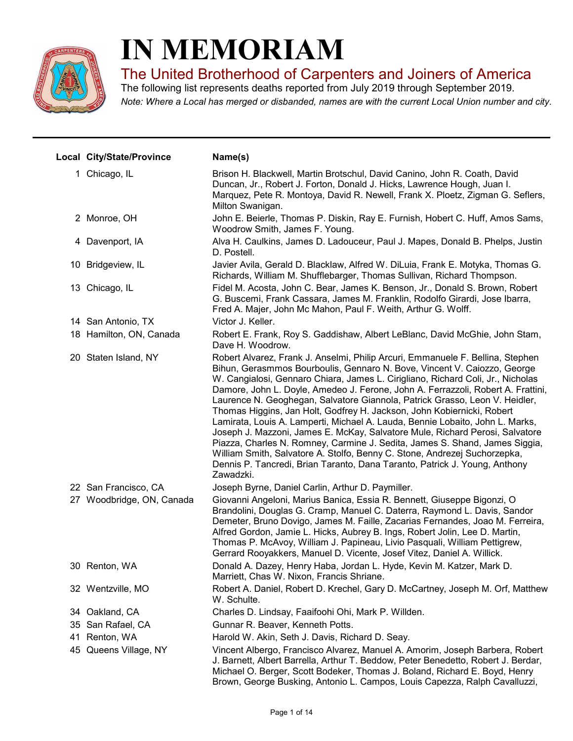# IN MEMORIAM

## The United Brotherhood of Carpenters and Joiners of America

The following list represents deaths reported from July 2019 through September 2019.

*Note: Where a Local has merged or disbanded, names are with the current Local Union number and city.*

---

| Local | City/State/Province | Name(s) |
|---|---|---|
| 1 | Chicago, IL | Brison H. Blackwell, Martin Brotschul, David Canino, John R. Coath, David Duncan, Jr., Robert J. Forton, Donald J. Hicks, Lawrence Hough, Juan I. Marquez, Pete R. Montoya, David R. Newell, Frank X. Ploetz, Zigman G. Seflers, Milton Swanigan. |
| 2 | Monroe, OH | John E. Beierle, Thomas P. Diskin, Ray E. Furnish, Hobert C. Huff, Amos Sams, Woodrow Smith, James F. Young. |
| 4 | Davenport, IA | Alva H. Caulkins, James D. Ladouceur, Paul J. Mapes, Donald B. Phelps, Justin D. Postell. |
| 10 | Bridgeview, IL | Javier Avila, Gerald D. Blacklaw, Alfred W. DiLuia, Frank E. Motyka, Thomas G. Richards, William M. Shufflebarger, Thomas Sullivan, Richard Thompson. |
| 13 | Chicago, IL | Fidel M. Acosta, John C. Bear, James K. Benson, Jr., Donald S. Brown, Robert G. Buscemi, Frank Cassara, James M. Franklin, Rodolfo Girardi, Jose Ibarra, Fred A. Majer, John Mc Mahon, Paul F. Weith, Arthur G. Wolff. |
| 14 | San Antonio, TX | Victor J. Keller. |
| 18 | Hamilton, ON, Canada | Robert E. Frank, Roy S. Gaddishaw, Albert LeBlanc, David McGhie, John Stam, Dave H. Woodrow. |
| 20 | Staten Island, NY | Robert Alvarez, Frank J. Anselmi, Philip Arcuri, Emmanuele F. Bellina, Stephen Bihun, Gerasmmos Bourboulis, Gennaro N. Bove, Vincent V. Caiozzo, George W. Cangialosi, Gennaro Chiara, James L. Cirigliano, Richard Coli, Jr., Nicholas Damore, John L. Doyle, Amedeo J. Ferone, John A. Ferrazzoli, Robert A. Frattini, Laurence N. Geoghegan, Salvatore Giannola, Patrick Grasso, Leon V. Heidler, Thomas Higgins, Jan Holt, Godfrey H. Jackson, John Kobiernicki, Robert Lamirata, Louis A. Lamperti, Michael A. Lauda, Bennie Lobaito, John L. Marks, Joseph J. Mazzoni, James E. McKay, Salvatore Mule, Richard Perosi, Salvatore Piazza, Charles N. Romney, Carmine J. Sedita, James S. Shand, James Siggia, William Smith, Salvatore A. Stolfo, Benny C. Stone, Andrezej Suchorzepka, Dennis P. Tancredi, Brian Taranto, Dana Taranto, Patrick J. Young, Anthony Zawadzki. |
| 22 | San Francisco, CA | Joseph Byrne, Daniel Carlin, Arthur D. Paymiller. |
| 27 | Woodbridge, ON, Canada | Giovanni Angeloni, Marius Banica, Essia R. Bennett, Giuseppe Bigonzi, O Brandolini, Douglas G. Cramp, Manuel C. Daterra, Raymond L. Davis, Sandor Demeter, Bruno Dovigo, James M. Faille, Zacarias Fernandes, Joao M. Ferreira, Alfred Gordon, Jamie L. Hicks, Aubrey B. Ings, Robert Jolin, Lee D. Martin, Thomas P. McAvoy, William J. Papineau, Livio Pasquali, William Pettigrew, Gerrard Rooyakkers, Manuel D. Vicente, Josef Vitez, Daniel A. Willick. |
| 30 | Renton, WA | Donald A. Dazey, Henry Haba, Jordan L. Hyde, Kevin M. Katzer, Mark D. Marriett, Chas W. Nixon, Francis Shriane. |
| 32 | Wentzville, MO | Robert A. Daniel, Robert D. Krechel, Gary D. McCartney, Joseph M. Orf, Matthew W. Schulte. |
| 34 | Oakland, CA | Charles D. Lindsay, Faaifoohi Ohi, Mark P. Willden. |
| 35 | San Rafael, CA | Gunnar R. Beaver, Kenneth Potts. |
| 41 | Renton, WA | Harold W. Akin, Seth J. Davis, Richard D. Seay. |
| 45 | Queens Village, NY | Vincent Albergo, Francisco Alvarez, Manuel A. Amorim, Joseph Barbera, Robert J. Barnett, Albert Barrella, Arthur T. Beddow, Peter Benedetto, Robert J. Berdar, Michael O. Berger, Scott Bodeker, Thomas J. Boland, Richard E. Boyd, Henry Brown, George Busking, Antonio L. Campos, Louis Capezza, Ralph Cavalluzzi, |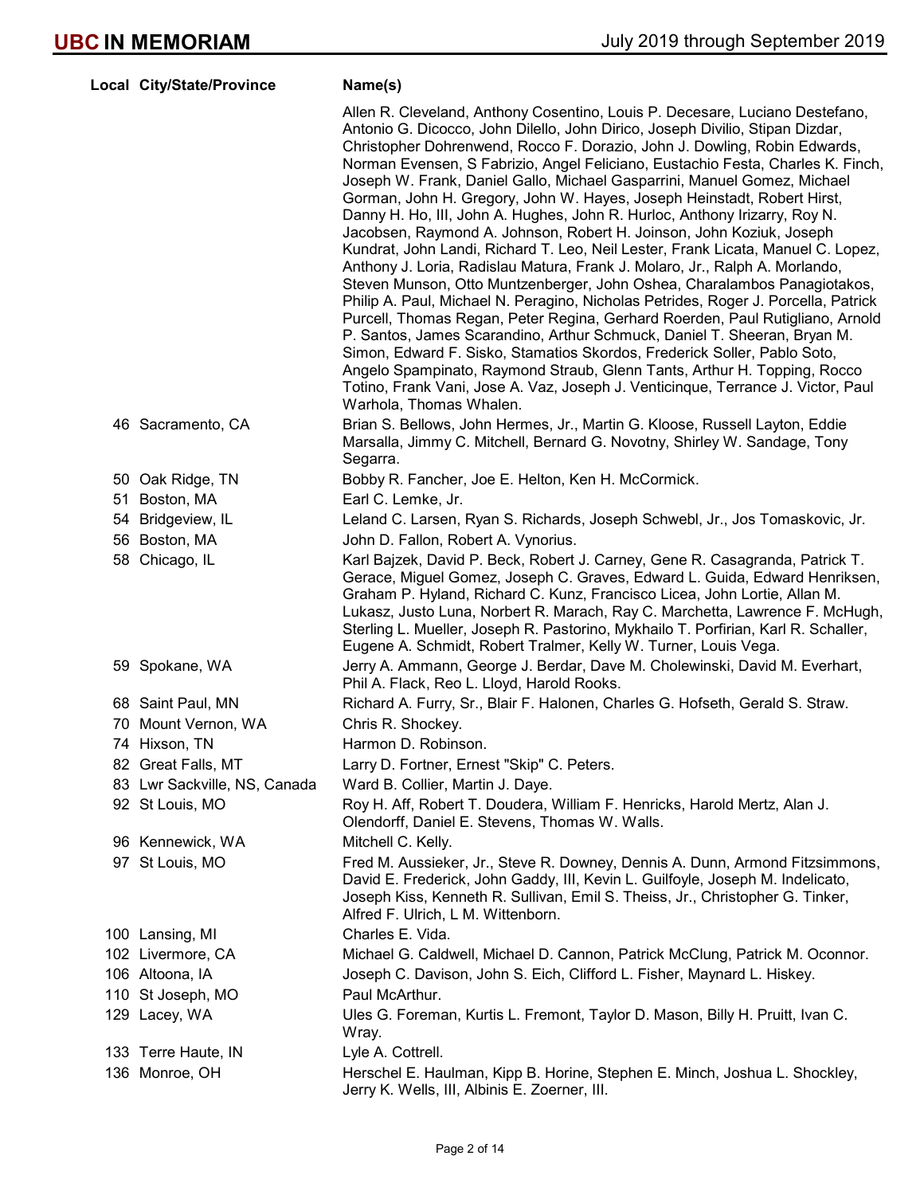| Local | City/State/Province | Name(s) |
|---|---|---|
| | | Allen R. Cleveland, Anthony Cosentino, Louis P. Decesare, Luciano Destefano, Antonio G. Dicocco, John Dilello, John Dirico, Joseph Divilio, Stipan Dizdar, Christopher Dohrenwend, Rocco F. Dorazio, John J. Dowling, Robin Edwards, Norman Evensen, S Fabrizio, Angel Feliciano, Eustachio Festa, Charles K. Finch, Joseph W. Frank, Daniel Gallo, Michael Gasparrini, Manuel Gomez, Michael Gorman, John H. Gregory, John W. Hayes, Joseph Heinstadt, Robert Hirst, Danny H. Ho, III, John A. Hughes, John R. Hurloc, Anthony Irizarry, Roy N. Jacobsen, Raymond A. Johnson, Robert H. Joinson, John Koziuk, Joseph Kundrat, John Landi, Richard T. Leo, Neil Lester, Frank Licata, Manuel C. Lopez, Anthony J. Loria, Radislau Matura, Frank J. Molaro, Jr., Ralph A. Morlando, Steven Munson, Otto Muntzenberger, John Oshea, Charalambos Panagiotakos, Philip A. Paul, Michael N. Peragino, Nicholas Petrides, Roger J. Porcella, Patrick Purcell, Thomas Regan, Peter Regina, Gerhard Roerden, Paul Rutigliano, Arnold P. Santos, James Scarandino, Arthur Schmuck, Daniel T. Sheeran, Bryan M. Simon, Edward F. Sisko, Stamatios Skordos, Frederick Soller, Pablo Soto, Angelo Spampinato, Raymond Straub, Glenn Tants, Arthur H. Topping, Rocco Totino, Frank Vani, Jose A. Vaz, Joseph J. Venticinque, Terrance J. Victor, Paul Warhola, Thomas Whalen. |
| 46 | Sacramento, CA | Brian S. Bellows, John Hermes, Jr., Martin G. Kloose, Russell Layton, Eddie Marsalla, Jimmy C. Mitchell, Bernard G. Novotny, Shirley W. Sandage, Tony Segarra. |
| 50 | Oak Ridge, TN | Bobby R. Fancher, Joe E. Helton, Ken H. McCormick. |
| 51 | Boston, MA | Earl C. Lemke, Jr. |
| 54 | Bridgeview, IL | Leland C. Larsen, Ryan S. Richards, Joseph Schwebl, Jr., Jos Tomaskovic, Jr. |
| 56 | Boston, MA | John D. Fallon, Robert A. Vynorius. |
| 58 | Chicago, IL | Karl Bajzek, David P. Beck, Robert J. Carney, Gene R. Casagranda, Patrick T. Gerace, Miguel Gomez, Joseph C. Graves, Edward L. Guida, Edward Henriksen, Graham P. Hyland, Richard C. Kunz, Francisco Licea, John Lortie, Allan M. Lukasz, Justo Luna, Norbert R. Marach, Ray C. Marchetta, Lawrence F. McHugh, Sterling L. Mueller, Joseph R. Pastorino, Mykhailo T. Porfirian, Karl R. Schaller, Eugene A. Schmidt, Robert Tralmer, Kelly W. Turner, Louis Vega. |
| 59 | Spokane, WA | Jerry A. Ammann, George J. Berdar, Dave M. Cholewinski, David M. Everhart, Phil A. Flack, Reo L. Lloyd, Harold Rooks. |
| 68 | Saint Paul, MN | Richard A. Furry, Sr., Blair F. Halonen, Charles G. Hofseth, Gerald S. Straw. |
| 70 | Mount Vernon, WA | Chris R. Shockey. |
| 74 | Hixson, TN | Harmon D. Robinson. |
| 82 | Great Falls, MT | Larry D. Fortner, Ernest "Skip" C. Peters. |
| 83 | Lwr Sackville, NS, Canada | Ward B. Collier, Martin J. Daye. |
| 92 | St Louis, MO | Roy H. Aff, Robert T. Doudera, William F. Henricks, Harold Mertz, Alan J. Olendorff, Daniel E. Stevens, Thomas W. Walls. |
| 96 | Kennewick, WA | Mitchell C. Kelly. |
| 97 | St Louis, MO | Fred M. Aussieker, Jr., Steve R. Downey, Dennis A. Dunn, Armond Fitzsimmons, David E. Frederick, John Gaddy, III, Kevin L. Guilfoyle, Joseph M. Indelicato, Joseph Kiss, Kenneth R. Sullivan, Emil S. Theiss, Jr., Christopher G. Tinker, Alfred F. Ulrich, L M. Wittenborn. |
| 100 | Lansing, MI | Charles E. Vida. |
| 102 | Livermore, CA | Michael G. Caldwell, Michael D. Cannon, Patrick McClung, Patrick M. Oconnor. |
| 106 | Altoona, IA | Joseph C. Davison, John S. Eich, Clifford L. Fisher, Maynard L. Hiskey. |
| 110 | St Joseph, MO | Paul McArthur. |
| 129 | Lacey, WA | Ules G. Foreman, Kurtis L. Fremont, Taylor D. Mason, Billy H. Pruitt, Ivan C. Wray. |
| 133 | Terre Haute, IN | Lyle A. Cottrell. |
| 136 | Monroe, OH | Herschel E. Haulman, Kipp B. Horine, Stephen E. Minch, Joshua L. Shockley, Jerry K. Wells, III, Albinis E. Zoerner, III. |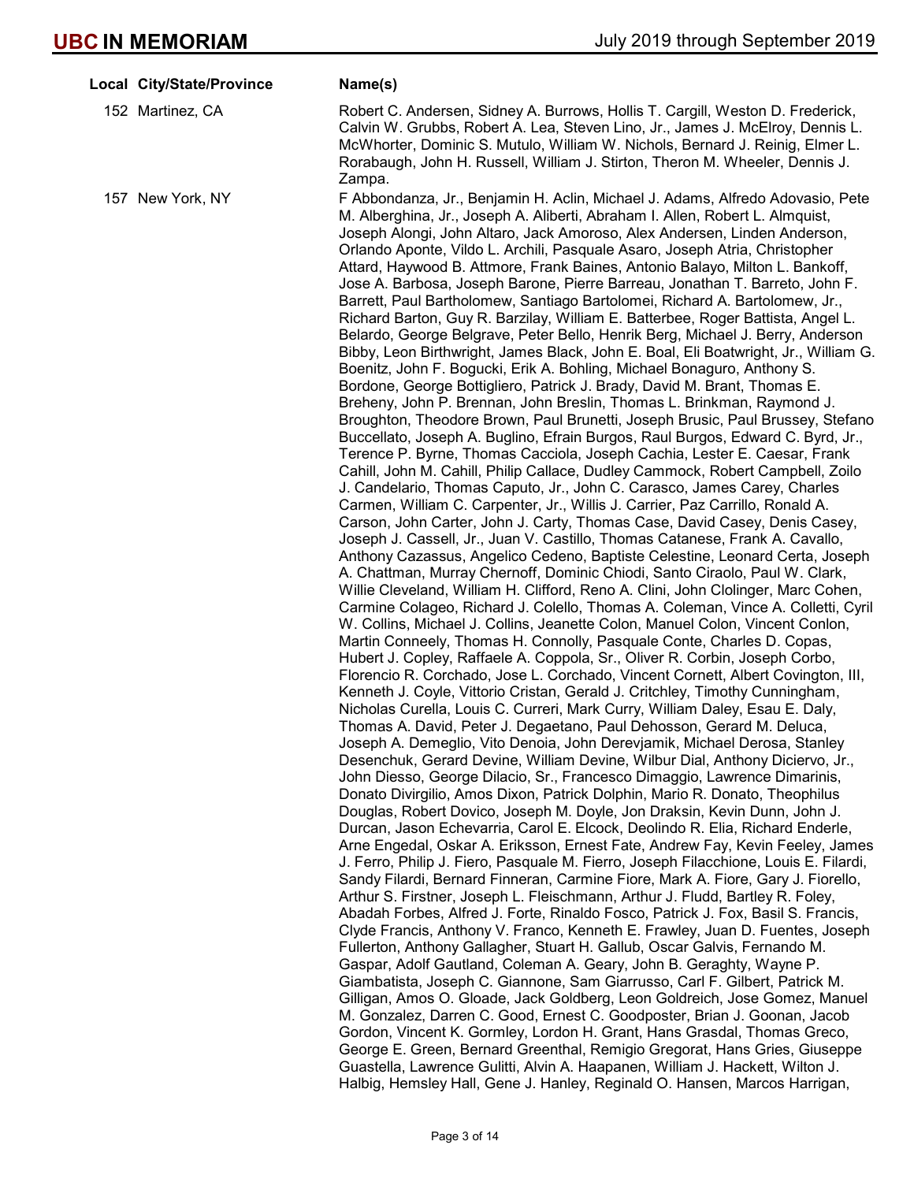| Local | City/State/Province | Name(s) |
| --- | --- | --- |
| 152 | Martinez, CA | Robert C. Andersen, Sidney A. Burrows, Hollis T. Cargill, Weston D. Frederick, Calvin W. Grubbs, Robert A. Lea, Steven Lino, Jr., James J. McElroy, Dennis L. McWhorter, Dominic S. Mutulo, William W. Nichols, Bernard J. Reinig, Elmer L. Rorabaugh, John H. Russell, William J. Stirton, Theron M. Wheeler, Dennis J. Zampa. |
| 157 | New York, NY | F Abbondanza, Jr., Benjamin H. Aclin, Michael J. Adams, Alfredo Adovasio, Pete M. Alberghina, Jr., Joseph A. Aliberti, Abraham I. Allen, Robert L. Almquist, Joseph Alongi, John Altaro, Jack Amoroso, Alex Andersen, Linden Anderson, Orlando Aponte, Vildo L. Archili, Pasquale Asaro, Joseph Atria, Christopher Attard, Haywood B. Attmore, Frank Baines, Antonio Balayo, Milton L. Bankoff, Jose A. Barbosa, Joseph Barone, Pierre Barreau, Jonathan T. Barreto, John F. Barrett, Paul Bartholomew, Santiago Bartolomei, Richard A. Bartolomew, Jr., Richard Barton, Guy R. Barzilay, William E. Batterbee, Roger Battista, Angel L. Belardo, George Belgrave, Peter Bello, Henrik Berg, Michael J. Berry, Anderson Bibby, Leon Birthwright, James Black, John E. Boal, Eli Boatwright, Jr., William G. Boenitz, John F. Bogucki, Erik A. Bohling, Michael Bonaguro, Anthony S. Bordone, George Bottigliero, Patrick J. Brady, David M. Brant, Thomas E. Breheny, John P. Brennan, John Breslin, Thomas L. Brinkman, Raymond J. Broughton, Theodore Brown, Paul Brunetti, Joseph Brusic, Paul Brussey, Stefano Buccellato, Joseph A. Buglino, Efrain Burgos, Raul Burgos, Edward C. Byrd, Jr., Terence P. Byrne, Thomas Cacciola, Joseph Cachia, Lester E. Caesar, Frank Cahill, John M. Cahill, Philip Callace, Dudley Cammock, Robert Campbell, Zoilo J. Candelario, Thomas Caputo, Jr., John C. Carasco, James Carey, Charles Carmen, William C. Carpenter, Jr., Willis J. Carrier, Paz Carrillo, Ronald A. Carson, John Carter, John J. Carty, Thomas Case, David Casey, Denis Casey, Joseph J. Cassell, Jr., Juan V. Castillo, Thomas Catanese, Frank A. Cavallo, Anthony Cazassus, Angelico Cedeno, Baptiste Celestine, Leonard Certa, Joseph A. Chattman, Murray Chernoff, Dominic Chiodi, Santo Ciraolo, Paul W. Clark, Willie Cleveland, William H. Clifford, Reno A. Clini, John Clolinger, Marc Cohen, Carmine Colageo, Richard J. Colello, Thomas A. Coleman, Vince A. Colletti, Cyril W. Collins, Michael J. Collins, Jeanette Colon, Manuel Colon, Vincent Conlon, Martin Conneely, Thomas H. Connolly, Pasquale Conte, Charles D. Copas, Hubert J. Copley, Raffaele A. Coppola, Sr., Oliver R. Corbin, Joseph Corbo, Florencio R. Corchado, Jose L. Corchado, Vincent Cornett, Albert Covington, III, Kenneth J. Coyle, Vittorio Cristan, Gerald J. Critchley, Timothy Cunningham, Nicholas Curella, Louis C. Curreri, Mark Curry, William Daley, Esau E. Daly, Thomas A. David, Peter J. Degaetano, Paul Dehosson, Gerard M. Deluca, Joseph A. Demeglio, Vito Denoia, John Derevjamik, Michael Derosa, Stanley Desenchuk, Gerard Devine, William Devine, Wilbur Dial, Anthony Diciervo, Jr., John Diesso, George Dilacio, Sr., Francesco Dimaggio, Lawrence Dimarinis, Donato Divirgilio, Amos Dixon, Patrick Dolphin, Mario R. Donato, Theophilus Douglas, Robert Dovico, Joseph M. Doyle, Jon Draksin, Kevin Dunn, John J. Durcan, Jason Echevarria, Carol E. Elcock, Deolindo R. Elia, Richard Enderle, Arne Engedal, Oskar A. Eriksson, Ernest Fate, Andrew Fay, Kevin Feeley, James J. Ferro, Philip J. Fiero, Pasquale M. Fierro, Joseph Filacchione, Louis E. Filardi, Sandy Filardi, Bernard Finneran, Carmine Fiore, Mark A. Fiore, Gary J. Fiorello, Arthur S. Firstner, Joseph L. Fleischmann, Arthur J. Fludd, Bartley R. Foley, Abadah Forbes, Alfred J. Forte, Rinaldo Fosco, Patrick J. Fox, Basil S. Francis, Clyde Francis, Anthony V. Franco, Kenneth E. Frawley, Juan D. Fuentes, Joseph Fullerton, Anthony Gallagher, Stuart H. Gallub, Oscar Galvis, Fernando M. Gaspar, Adolf Gautland, Coleman A. Geary, John B. Geraghty, Wayne P. Giambatista, Joseph C. Giannone, Sam Giarrusso, Carl F. Gilbert, Patrick M. Gilligan, Amos O. Gloade, Jack Goldberg, Leon Goldreich, Jose Gomez, Manuel M. Gonzalez, Darren C. Good, Ernest C. Goodposter, Brian J. Goonan, Jacob Gordon, Vincent K. Gormley, Lordon H. Grant, Hans Grasdal, Thomas Greco, George E. Green, Bernard Greenthal, Remigio Gregorat, Hans Gries, Giuseppe Guastella, Lawrence Gulitti, Alvin A. Haapanen, William J. Hackett, Wilton J. Halbig, Hemsley Hall, Gene J. Hanley, Reginald O. Hansen, Marcos Harrigan, |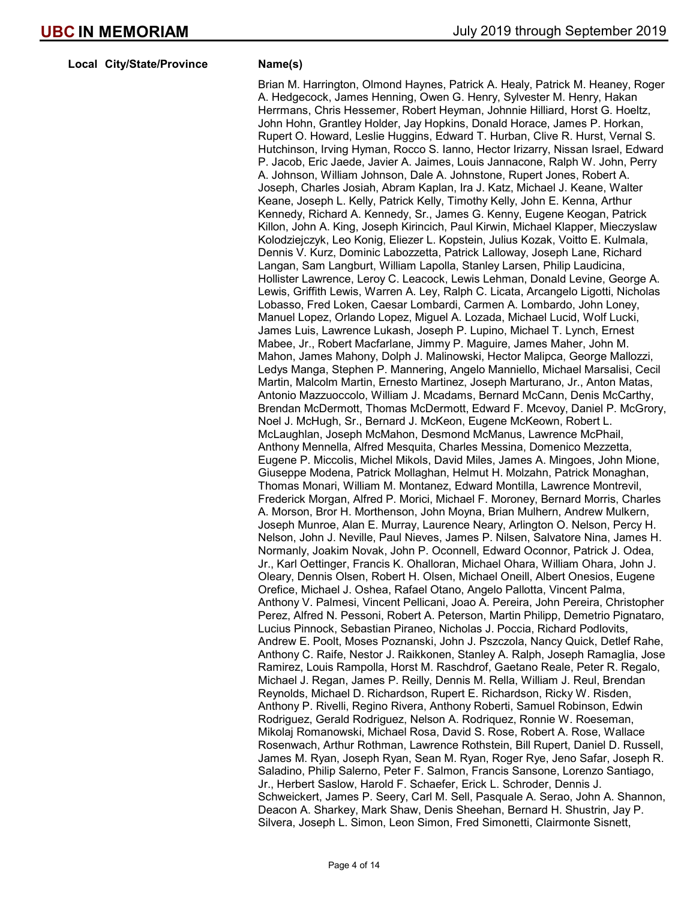| Local | City/State/Province | Name(s) |
|---|---|---|
| | | Brian M. Harrington, Olmond Haynes, Patrick A. Healy, Patrick M. Heaney, Roger A. Hedgecock, James Henning, Owen G. Henry, Sylvester M. Henry, Hakan Herrmans, Chris Hessemer, Robert Heyman, Johnnie Hilliard, Horst G. Hoeltz, John Hohn, Grantley Holder, Jay Hopkins, Donald Horace, James P. Horkan, Rupert O. Howard, Leslie Huggins, Edward T. Hurban, Clive R. Hurst, Vernal S. Hutchinson, Irving Hyman, Rocco S. Ianno, Hector Irizarry, Nissan Israel, Edward P. Jacob, Eric Jaede, Javier A. Jaimes, Louis Jannacone, Ralph W. John, Perry A. Johnson, William Johnson, Dale A. Johnstone, Rupert Jones, Robert A. Joseph, Charles Josiah, Abram Kaplan, Ira J. Katz, Michael J. Keane, Walter Keane, Joseph L. Kelly, Patrick Kelly, Timothy Kelly, John E. Kenna, Arthur Kennedy, Richard A. Kennedy, Sr., James G. Kenny, Eugene Keogan, Patrick Killon, John A. King, Joseph Kirincich, Paul Kirwin, Michael Klapper, Mieczyslaw Kolodziejczyk, Leo Konig, Eliezer L. Kopstein, Julius Kozak, Voitto E. Kulmala, Dennis V. Kurz, Dominic Labozzetta, Patrick Lalloway, Joseph Lane, Richard Langan, Sam Langburt, William Lapolla, Stanley Larsen, Philip Laudicina, Hollister Lawrence, Leroy C. Leacock, Lewis Lehman, Donald Levine, George A. Lewis, Griffith Lewis, Warren A. Ley, Ralph C. Licata, Arcangelo Ligotti, Nicholas Lobasso, Fred Loken, Caesar Lombardi, Carmen A. Lombardo, John Loney, Manuel Lopez, Orlando Lopez, Miguel A. Lozada, Michael Lucid, Wolf Lucki, James Luis, Lawrence Lukash, Joseph P. Lupino, Michael T. Lynch, Ernest Mabee, Jr., Robert Macfarlane, Jimmy P. Maguire, James Maher, John M. Mahon, James Mahony, Dolph J. Malinowski, Hector Malipca, George Mallozzi, Ledys Manga, Stephen P. Mannering, Angelo Manniello, Michael Marsalisi, Cecil Martin, Malcolm Martin, Ernesto Martinez, Joseph Marturano, Jr., Anton Matas, Antonio Mazzuoccolo, William J. Mcadams, Bernard McCann, Denis McCarthy, Brendan McDermott, Thomas McDermott, Edward F. Mcevoy, Daniel P. McGrory, Noel J. McHugh, Sr., Bernard J. McKeon, Eugene McKeown, Robert L. McLaughlan, Joseph McMahon, Desmond McManus, Lawrence McPhail, Anthony Mennella, Alfred Mesquita, Charles Messina, Domenico Mezzetta, Eugene P. Miccolis, Michel Mikols, David Miles, James A. Mingoes, John Mione, Giuseppe Modena, Patrick Mollaghan, Helmut H. Molzahn, Patrick Monaghan, Thomas Monari, William M. Montanez, Edward Montilla, Lawrence Montrevil, Frederick Morgan, Alfred P. Morici, Michael F. Moroney, Bernard Morris, Charles A. Morson, Bror H. Morthenson, John Moyna, Brian Mulhern, Andrew Mulkern, Joseph Munroe, Alan E. Murray, Laurence Neary, Arlington O. Nelson, Percy H. Nelson, John J. Neville, Paul Nieves, James P. Nilsen, Salvatore Nina, James H. Normanly, Joakim Novak, John P. Oconnell, Edward Oconnor, Patrick J. Odea, Jr., Karl Oettinger, Francis K. Ohalloran, Michael Ohara, William Ohara, John J. Oleary, Dennis Olsen, Robert H. Olsen, Michael Oneill, Albert Onesios, Eugene Orefice, Michael J. Oshea, Rafael Otano, Angelo Pallotta, Vincent Palma, Anthony V. Palmesi, Vincent Pellicani, Joao A. Pereira, John Pereira, Christopher Perez, Alfred N. Pessoni, Robert A. Peterson, Martin Philipp, Demetrio Pignataro, Lucius Pinnock, Sebastian Piraneo, Nicholas J. Poccia, Richard Podlovits, Andrew E. Poolt, Moses Poznanski, John J. Pszczola, Nancy Quick, Detlef Rahe, Anthony C. Raife, Nestor J. Raikkonen, Stanley A. Ralph, Joseph Ramaglia, Jose Ramirez, Louis Rampolla, Horst M. Raschdrof, Gaetano Reale, Peter R. Regalo, Michael J. Regan, James P. Reilly, Dennis M. Rella, William J. Reul, Brendan Reynolds, Michael D. Richardson, Rupert E. Richardson, Ricky W. Risden, Anthony P. Rivelli, Regino Rivera, Anthony Roberti, Samuel Robinson, Edwin Rodriguez, Gerald Rodriguez, Nelson A. Rodriquez, Ronnie W. Roeseman, Mikolaj Romanowski, Michael Rosa, David S. Rose, Robert A. Rose, Wallace Rosenwach, Arthur Rothman, Lawrence Rothstein, Bill Rupert, Daniel D. Russell, James M. Ryan, Joseph Ryan, Sean M. Ryan, Roger Rye, Jeno Safar, Joseph R. Saladino, Philip Salerno, Peter F. Salmon, Francis Sansone, Lorenzo Santiago, Jr., Herbert Saslow, Harold F. Schaefer, Erick L. Schroder, Dennis J. Schweickert, James P. Seery, Carl M. Sell, Pasquale A. Serao, John A. Shannon, Deacon A. Sharkey, Mark Shaw, Denis Sheehan, Bernard H. Shustrin, Jay P. Silvera, Joseph L. Simon, Leon Simon, Fred Simonetti, Clairmonte Sisnett, |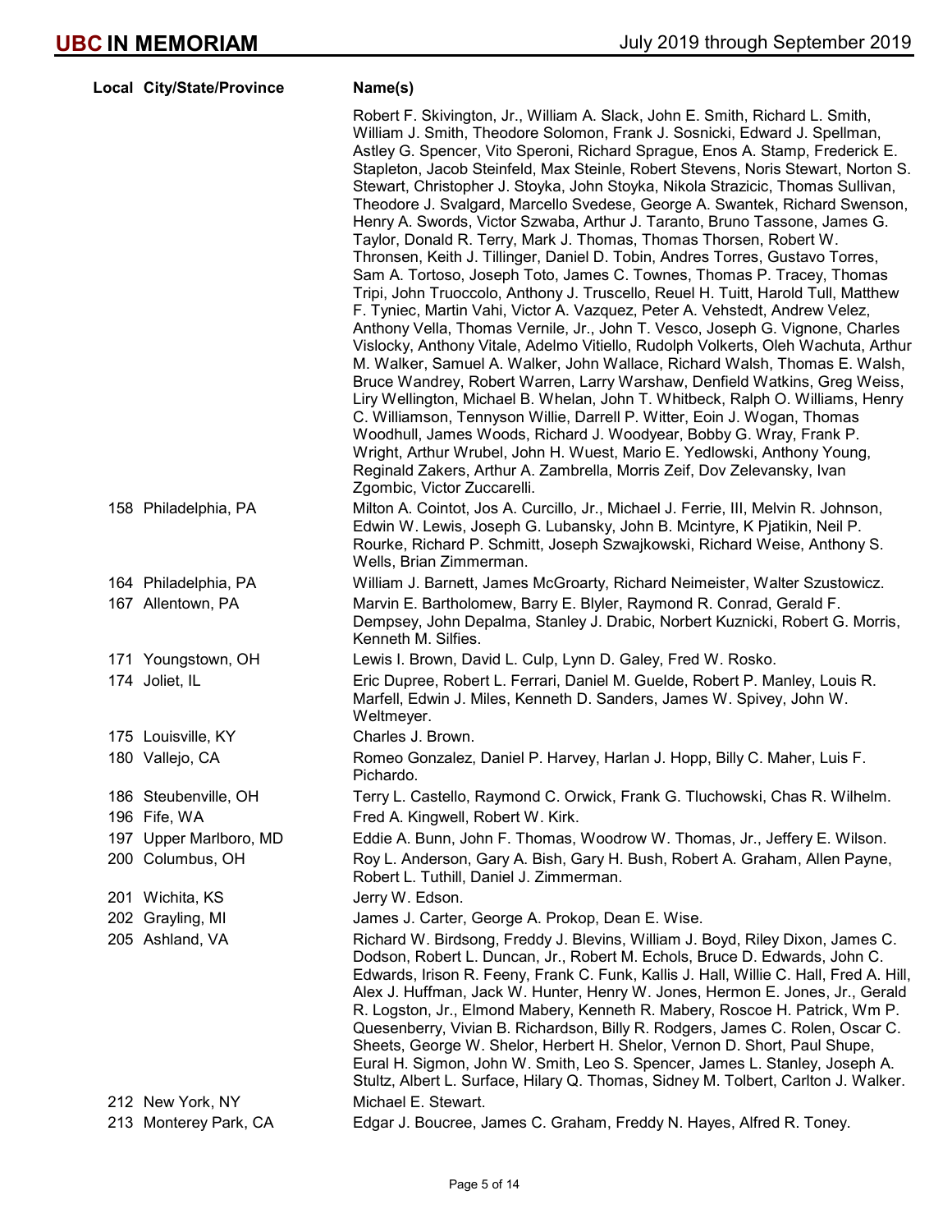| Local | City/State/Province | Name(s) |
|---|---|---|
| | | Robert F. Skivington, Jr., William A. Slack, John E. Smith, Richard L. Smith, William J. Smith, Theodore Solomon, Frank J. Sosnicki, Edward J. Spellman, Astley G. Spencer, Vito Speroni, Richard Sprague, Enos A. Stamp, Frederick E. Stapleton, Jacob Steinfeld, Max Steinle, Robert Stevens, Noris Stewart, Norton S. Stewart, Christopher J. Stoyka, John Stoyka, Nikola Strazicic, Thomas Sullivan, Theodore J. Svalgard, Marcello Svedese, George A. Swantek, Richard Swenson, Henry A. Swords, Victor Szwaba, Arthur J. Taranto, Bruno Tassone, James G. Taylor, Donald R. Terry, Mark J. Thomas, Thomas Thorsen, Robert W. Thronsen, Keith J. Tillinger, Daniel D. Tobin, Andres Torres, Gustavo Torres, Sam A. Tortoso, Joseph Toto, James C. Townes, Thomas P. Tracey, Thomas Tripi, John Truoccolo, Anthony J. Truscello, Reuel H. Tuitt, Harold Tull, Matthew F. Tyniec, Martin Vahi, Victor A. Vazquez, Peter A. Vehstedt, Andrew Velez, Anthony Vella, Thomas Vernile, Jr., John T. Vesco, Joseph G. Vignone, Charles Vislocky, Anthony Vitale, Adelmo Vitiello, Rudolph Volkerts, Oleh Wachuta, Arthur M. Walker, Samuel A. Walker, John Wallace, Richard Walsh, Thomas E. Walsh, Bruce Wandrey, Robert Warren, Larry Warshaw, Denfield Watkins, Greg Weiss, Liry Wellington, Michael B. Whelan, John T. Whitbeck, Ralph O. Williams, Henry C. Williamson, Tennyson Willie, Darrell P. Witter, Eoin J. Wogan, Thomas Woodhull, James Woods, Richard J. Woodyear, Bobby G. Wray, Frank P. Wright, Arthur Wrubel, John H. Wuest, Mario E. Yedlowski, Anthony Young, Reginald Zakers, Arthur A. Zambrella, Morris Zeif, Dov Zelevansky, Ivan Zgombic, Victor Zuccarelli. |
| 158 | Philadelphia, PA | Milton A. Cointot, Jos A. Curcillo, Jr., Michael J. Ferrie, III, Melvin R. Johnson, Edwin W. Lewis, Joseph G. Lubansky, John B. Mcintyre, K Pjatikin, Neil P. Rourke, Richard P. Schmitt, Joseph Szwajkowski, Richard Weise, Anthony S. Wells, Brian Zimmerman. |
| 164 | Philadelphia, PA | William J. Barnett, James McGroarty, Richard Neimeister, Walter Szustowicz. |
| 167 | Allentown, PA | Marvin E. Bartholomew, Barry E. Blyler, Raymond R. Conrad, Gerald F. Dempsey, John Depalma, Stanley J. Drabic, Norbert Kuznicki, Robert G. Morris, Kenneth M. Silfies. |
| 171 | Youngstown, OH | Lewis I. Brown, David L. Culp, Lynn D. Galey, Fred W. Rosko. |
| 174 | Joliet, IL | Eric Dupree, Robert L. Ferrari, Daniel M. Guelde, Robert P. Manley, Louis R. Marfell, Edwin J. Miles, Kenneth D. Sanders, James W. Spivey, John W. Weltmeyer. |
| 175 | Louisville, KY | Charles J. Brown. |
| 180 | Vallejo, CA | Romeo Gonzalez, Daniel P. Harvey, Harlan J. Hopp, Billy C. Maher, Luis F. Pichardo. |
| 186 | Steubenville, OH | Terry L. Castello, Raymond C. Orwick, Frank G. Tluchowski, Chas R. Wilhelm. |
| 196 | Fife, WA | Fred A. Kingwell, Robert W. Kirk. |
| 197 | Upper Marlboro, MD | Eddie A. Bunn, John F. Thomas, Woodrow W. Thomas, Jr., Jeffery E. Wilson. |
| 200 | Columbus, OH | Roy L. Anderson, Gary A. Bish, Gary H. Bush, Robert A. Graham, Allen Payne, Robert L. Tuthill, Daniel J. Zimmerman. |
| 201 | Wichita, KS | Jerry W. Edson. |
| 202 | Grayling, MI | James J. Carter, George A. Prokop, Dean E. Wise. |
| 205 | Ashland, VA | Richard W. Birdsong, Freddy J. Blevins, William J. Boyd, Riley Dixon, James C. Dodson, Robert L. Duncan, Jr., Robert M. Echols, Bruce D. Edwards, John C. Edwards, Irison R. Feeny, Frank C. Funk, Kallis J. Hall, Willie C. Hall, Fred A. Hill, Alex J. Huffman, Jack W. Hunter, Henry W. Jones, Hermon E. Jones, Jr., Gerald R. Logston, Jr., Elmond Mabery, Kenneth R. Mabery, Roscoe H. Patrick, Wm P. Quesenberry, Vivian B. Richardson, Billy R. Rodgers, James C. Rolen, Oscar C. Sheets, George W. Shelor, Herbert H. Shelor, Vernon D. Short, Paul Shupe, Eural H. Sigmon, John W. Smith, Leo S. Spencer, James L. Stanley, Joseph A. Stultz, Albert L. Surface, Hilary Q. Thomas, Sidney M. Tolbert, Carlton J. Walker. |
| 212 | New York, NY | Michael E. Stewart. |
| 213 | Monterey Park, CA | Edgar J. Boucree, James C. Graham, Freddy N. Hayes, Alfred R. Toney. |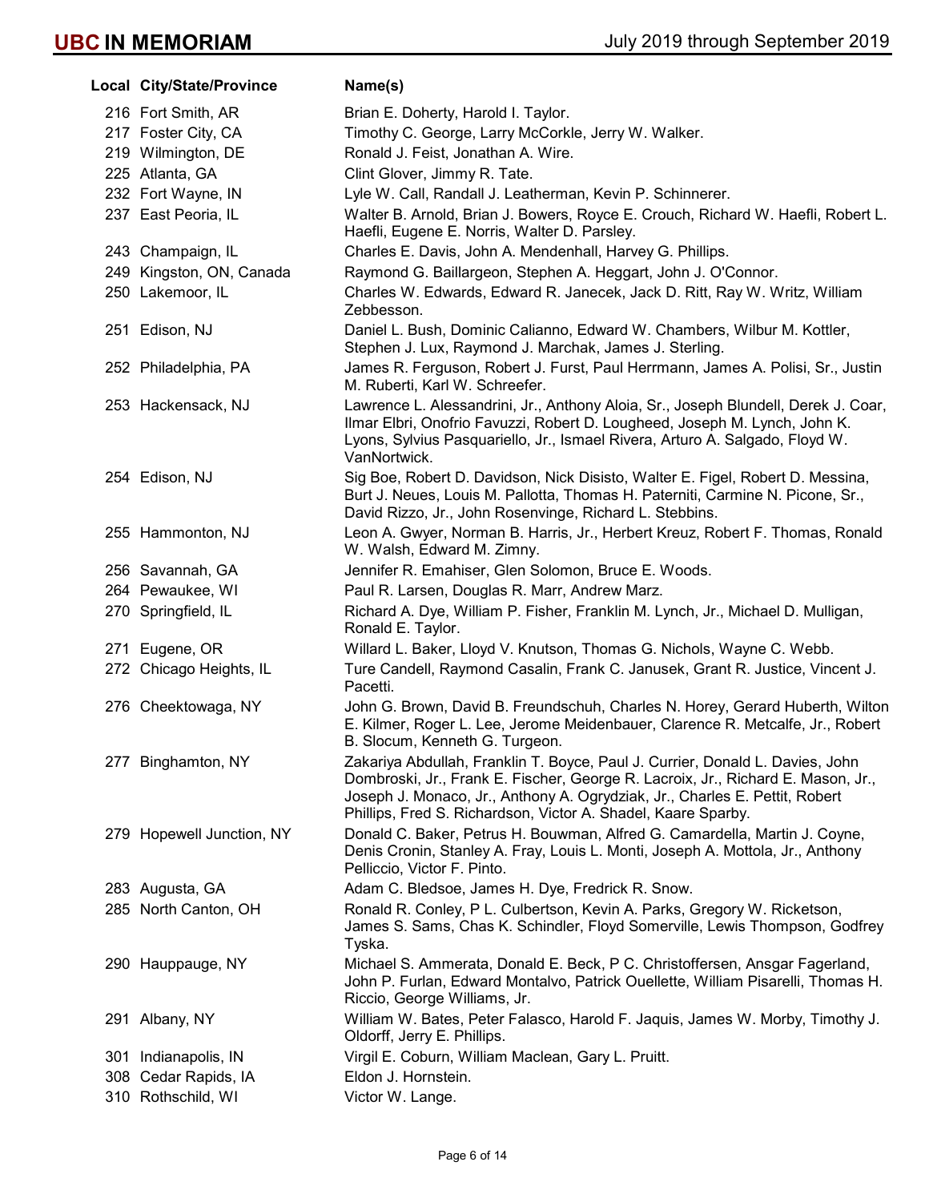| Local | City/State/Province | Name(s) |
|---|---|---|
| 216 | Fort Smith, AR | Brian E. Doherty, Harold I. Taylor. |
| 217 | Foster City, CA | Timothy C. George, Larry McCorkle, Jerry W. Walker. |
| 219 | Wilmington, DE | Ronald J. Feist, Jonathan A. Wire. |
| 225 | Atlanta, GA | Clint Glover, Jimmy R. Tate. |
| 232 | Fort Wayne, IN | Lyle W. Call, Randall J. Leatherman, Kevin P. Schinnerer. |
| 237 | East Peoria, IL | Walter B. Arnold, Brian J. Bowers, Royce E. Crouch, Richard W. Haefli, Robert L. Haefli, Eugene E. Norris, Walter D. Parsley. |
| 243 | Champaign, IL | Charles E. Davis, John A. Mendenhall, Harvey G. Phillips. |
| 249 | Kingston, ON, Canada | Raymond G. Baillargeon, Stephen A. Heggart, John J. O'Connor. |
| 250 | Lakemoor, IL | Charles W. Edwards, Edward R. Janecek, Jack D. Ritt, Ray W. Writz, William Zebbesson. |
| 251 | Edison, NJ | Daniel L. Bush, Dominic Calianno, Edward W. Chambers, Wilbur M. Kottler, Stephen J. Lux, Raymond J. Marchak, James J. Sterling. |
| 252 | Philadelphia, PA | James R. Ferguson, Robert J. Furst, Paul Herrmann, James A. Polisi, Sr., Justin M. Ruberti, Karl W. Schreefer. |
| 253 | Hackensack, NJ | Lawrence L. Alessandrini, Jr., Anthony Aloia, Sr., Joseph Blundell, Derek J. Coar, Ilmar Elbri, Onofrio Favuzzi, Robert D. Lougheed, Joseph M. Lynch, John K. Lyons, Sylvius Pasquariello, Jr., Ismael Rivera, Arturo A. Salgado, Floyd W. VanNortwick. |
| 254 | Edison, NJ | Sig Boe, Robert D. Davidson, Nick Disisto, Walter E. Figel, Robert D. Messina, Burt J. Neues, Louis M. Pallotta, Thomas H. Paterniti, Carmine N. Picone, Sr., David Rizzo, Jr., John Rosenvinge, Richard L. Stebbins. |
| 255 | Hammonton, NJ | Leon A. Gwyer, Norman B. Harris, Jr., Herbert Kreuz, Robert F. Thomas, Ronald W. Walsh, Edward M. Zimny. |
| 256 | Savannah, GA | Jennifer R. Emahiser, Glen Solomon, Bruce E. Woods. |
| 264 | Pewaukee, WI | Paul R. Larsen, Douglas R. Marr, Andrew Marz. |
| 270 | Springfield, IL | Richard A. Dye, William P. Fisher, Franklin M. Lynch, Jr., Michael D. Mulligan, Ronald E. Taylor. |
| 271 | Eugene, OR | Willard L. Baker, Lloyd V. Knutson, Thomas G. Nichols, Wayne C. Webb. |
| 272 | Chicago Heights, IL | Ture Candell, Raymond Casalin, Frank C. Janusek, Grant R. Justice, Vincent J. Pacetti. |
| 276 | Cheektowaga, NY | John G. Brown, David B. Freundschuh, Charles N. Horey, Gerard Huberth, Wilton E. Kilmer, Roger L. Lee, Jerome Meidenbauer, Clarence R. Metcalfe, Jr., Robert B. Slocum, Kenneth G. Turgeon. |
| 277 | Binghamton, NY | Zakariya Abdullah, Franklin T. Boyce, Paul J. Currier, Donald L. Davies, John Dombroski, Jr., Frank E. Fischer, George R. Lacroix, Jr., Richard E. Mason, Jr., Joseph J. Monaco, Jr., Anthony A. Ogrydziak, Jr., Charles E. Pettit, Robert Phillips, Fred S. Richardson, Victor A. Shadel, Kaare Sparby. |
| 279 | Hopewell Junction, NY | Donald C. Baker, Petrus H. Bouwman, Alfred G. Camardella, Martin J. Coyne, Denis Cronin, Stanley A. Fray, Louis L. Monti, Joseph A. Mottola, Jr., Anthony Pelliccio, Victor F. Pinto. |
| 283 | Augusta, GA | Adam C. Bledsoe, James H. Dye, Fredrick R. Snow. |
| 285 | North Canton, OH | Ronald R. Conley, P L. Culbertson, Kevin A. Parks, Gregory W. Ricketson, James S. Sams, Chas K. Schindler, Floyd Somerville, Lewis Thompson, Godfrey Tyska. |
| 290 | Hauppauge, NY | Michael S. Ammerata, Donald E. Beck, P C. Christoffersen, Ansgar Fagerland, John P. Furlan, Edward Montalvo, Patrick Ouellette, William Pisarelli, Thomas H. Riccio, George Williams, Jr. |
| 291 | Albany, NY | William W. Bates, Peter Falasco, Harold F. Jaquis, James W. Morby, Timothy J. Oldorff, Jerry E. Phillips. |
| 301 | Indianapolis, IN | Virgil E. Coburn, William Maclean, Gary L. Pruitt. |
| 308 | Cedar Rapids, IA | Eldon J. Hornstein. |
| 310 | Rothschild, WI | Victor W. Lange. |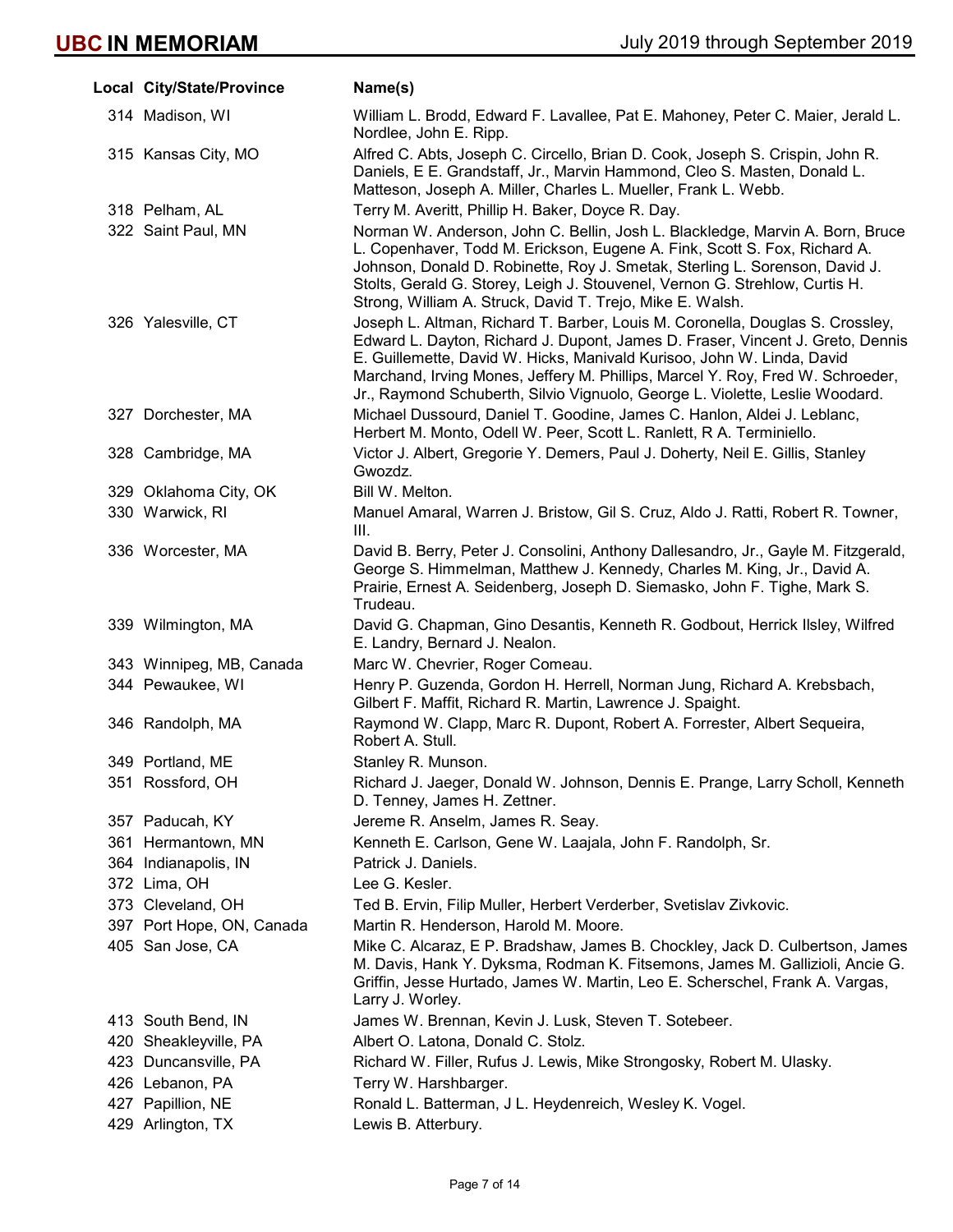| Local | City/State/Province | Name(s) |
|---|---|---|
| 314 | Madison, WI | William L. Brodd, Edward F. Lavallee, Pat E. Mahoney, Peter C. Maier, Jerald L. Nordlee, John E. Ripp. |
| 315 | Kansas City, MO | Alfred C. Abts, Joseph C. Circello, Brian D. Cook, Joseph S. Crispin, John R. Daniels, E E. Grandstaff, Jr., Marvin Hammond, Cleo S. Masten, Donald L. Matteson, Joseph A. Miller, Charles L. Mueller, Frank L. Webb. |
| 318 | Pelham, AL | Terry M. Averitt, Phillip H. Baker, Doyce R. Day. |
| 322 | Saint Paul, MN | Norman W. Anderson, John C. Bellin, Josh L. Blackledge, Marvin A. Born, Bruce L. Copenhaver, Todd M. Erickson, Eugene A. Fink, Scott S. Fox, Richard A. Johnson, Donald D. Robinette, Roy J. Smetak, Sterling L. Sorenson, David J. Stolts, Gerald G. Storey, Leigh J. Stouvenel, Vernon G. Strehlow, Curtis H. Strong, William A. Struck, David T. Trejo, Mike E. Walsh. |
| 326 | Yalesville, CT | Joseph L. Altman, Richard T. Barber, Louis M. Coronella, Douglas S. Crossley, Edward L. Dayton, Richard J. Dupont, James D. Fraser, Vincent J. Greto, Dennis E. Guillemette, David W. Hicks, Manivald Kurisoo, John W. Linda, David Marchand, Irving Mones, Jeffery M. Phillips, Marcel Y. Roy, Fred W. Schroeder, Jr., Raymond Schuberth, Silvio Vignuolo, George L. Violette, Leslie Woodard. |
| 327 | Dorchester, MA | Michael Dussourd, Daniel T. Goodine, James C. Hanlon, Aldei J. Leblanc, Herbert M. Monto, Odell W. Peer, Scott L. Ranlett, R A. Terminiello. |
| 328 | Cambridge, MA | Victor J. Albert, Gregorie Y. Demers, Paul J. Doherty, Neil E. Gillis, Stanley Gwozdz. |
| 329 | Oklahoma City, OK | Bill W. Melton. |
| 330 | Warwick, RI | Manuel Amaral, Warren J. Bristow, Gil S. Cruz, Aldo J. Ratti, Robert R. Towner, III. |
| 336 | Worcester, MA | David B. Berry, Peter J. Consolini, Anthony Dallesandro, Jr., Gayle M. Fitzgerald, George S. Himmelman, Matthew J. Kennedy, Charles M. King, Jr., David A. Prairie, Ernest A. Seidenberg, Joseph D. Siemasko, John F. Tighe, Mark S. Trudeau. |
| 339 | Wilmington, MA | David G. Chapman, Gino Desantis, Kenneth R. Godbout, Herrick Ilsley, Wilfred E. Landry, Bernard J. Nealon. |
| 343 | Winnipeg, MB, Canada | Marc W. Chevrier, Roger Comeau. |
| 344 | Pewaukee, WI | Henry P. Guzenda, Gordon H. Herrell, Norman Jung, Richard A. Krebsbach, Gilbert F. Maffit, Richard R. Martin, Lawrence J. Spaight. |
| 346 | Randolph, MA | Raymond W. Clapp, Marc R. Dupont, Robert A. Forrester, Albert Sequeira, Robert A. Stull. |
| 349 | Portland, ME | Stanley R. Munson. |
| 351 | Rossford, OH | Richard J. Jaeger, Donald W. Johnson, Dennis E. Prange, Larry Scholl, Kenneth D. Tenney, James H. Zettner. |
| 357 | Paducah, KY | Jereme R. Anselm, James R. Seay. |
| 361 | Hermantown, MN | Kenneth E. Carlson, Gene W. Laajala, John F. Randolph, Sr. |
| 364 | Indianapolis, IN | Patrick J. Daniels. |
| 372 | Lima, OH | Lee G. Kesler. |
| 373 | Cleveland, OH | Ted B. Ervin, Filip Muller, Herbert Verderber, Svetislav Zivkovic. |
| 397 | Port Hope, ON, Canada | Martin R. Henderson, Harold M. Moore. |
| 405 | San Jose, CA | Mike C. Alcaraz, E P. Bradshaw, James B. Chockley, Jack D. Culbertson, James M. Davis, Hank Y. Dyksma, Rodman K. Fitsemons, James M. Gallizioli, Ancie G. Griffin, Jesse Hurtado, James W. Martin, Leo E. Scherschel, Frank A. Vargas, Larry J. Worley. |
| 413 | South Bend, IN | James W. Brennan, Kevin J. Lusk, Steven T. Sotebeer. |
| 420 | Sheakleyville, PA | Albert O. Latona, Donald C. Stolz. |
| 423 | Duncansville, PA | Richard W. Filler, Rufus J. Lewis, Mike Strongosky, Robert M. Ulasky. |
| 426 | Lebanon, PA | Terry W. Harshbarger. |
| 427 | Papillion, NE | Ronald L. Batterman, J L. Heydenreich, Wesley K. Vogel. |
| 429 | Arlington, TX | Lewis B. Atterbury. |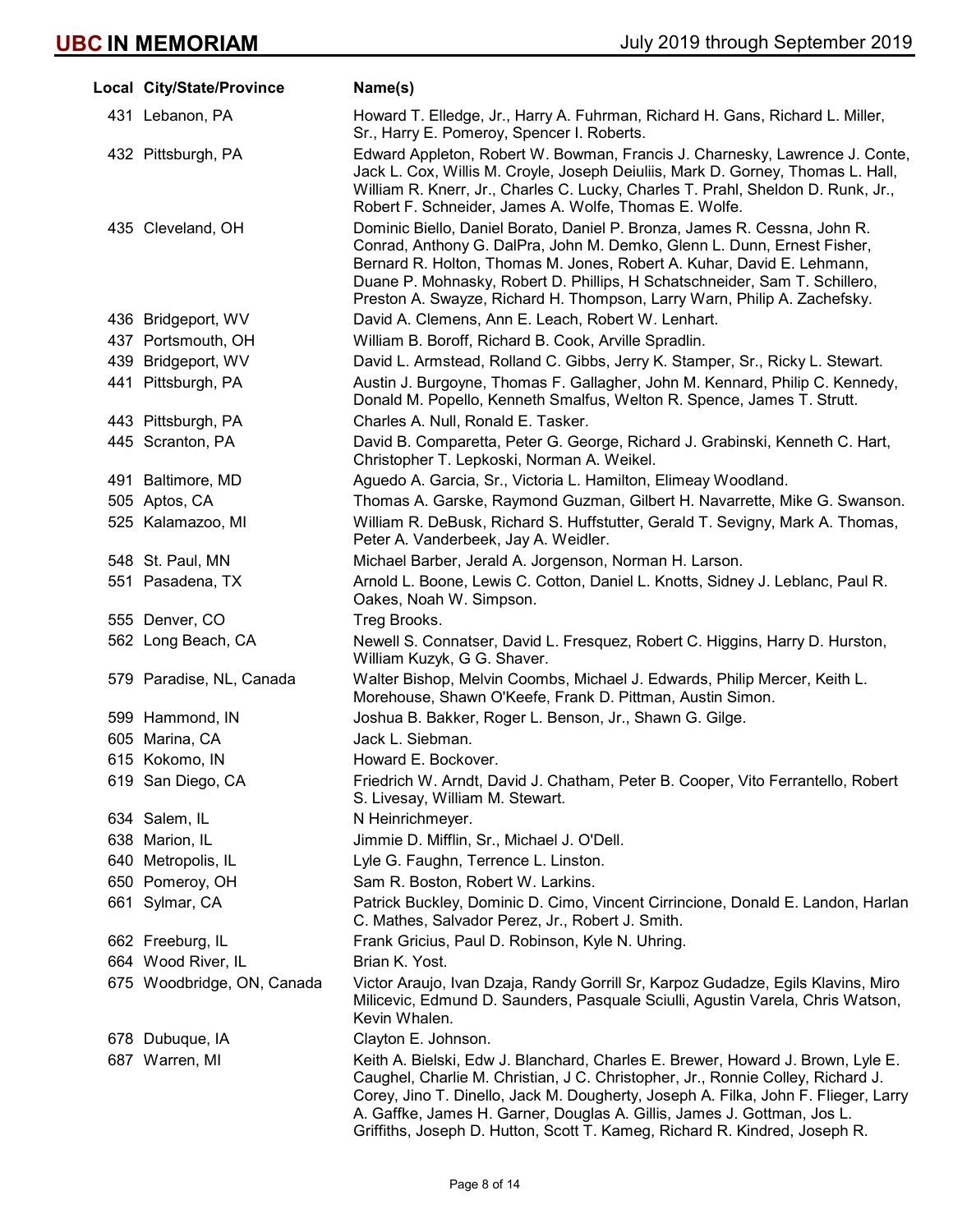# UBC IN MEMORIAM

July 2019 through September 2019

| Local | City/State/Province | Name(s) |
|---|---|---|
| 431 | Lebanon, PA | Howard T. Elledge, Jr., Harry A. Fuhrman, Richard H. Gans, Richard L. Miller, Sr., Harry E. Pomeroy, Spencer I. Roberts. |
| 432 | Pittsburgh, PA | Edward Appleton, Robert W. Bowman, Francis J. Charnesky, Lawrence J. Conte, Jack L. Cox, Willis M. Croyle, Joseph Deiuliis, Mark D. Gorney, Thomas L. Hall, William R. Knerr, Jr., Charles C. Lucky, Charles T. Prahl, Sheldon D. Runk, Jr., Robert F. Schneider, James A. Wolfe, Thomas E. Wolfe. |
| 435 | Cleveland, OH | Dominic Biello, Daniel Borato, Daniel P. Bronza, James R. Cessna, John R. Conrad, Anthony G. DalPra, John M. Demko, Glenn L. Dunn, Ernest Fisher, Bernard R. Holton, Thomas M. Jones, Robert A. Kuhar, David E. Lehmann, Duane P. Mohnasky, Robert D. Phillips, H Schatschneider, Sam T. Schillero, Preston A. Swayze, Richard H. Thompson, Larry Warn, Philip A. Zachefsky. |
| 436 | Bridgeport, WV | David A. Clemens, Ann E. Leach, Robert W. Lenhart. |
| 437 | Portsmouth, OH | William B. Boroff, Richard B. Cook, Arville Spradlin. |
| 439 | Bridgeport, WV | David L. Armstead, Rolland C. Gibbs, Jerry K. Stamper, Sr., Ricky L. Stewart. |
| 441 | Pittsburgh, PA | Austin J. Burgoyne, Thomas F. Gallagher, John M. Kennard, Philip C. Kennedy, Donald M. Popello, Kenneth Smalfus, Welton R. Spence, James T. Strutt. |
| 443 | Pittsburgh, PA | Charles A. Null, Ronald E. Tasker. |
| 445 | Scranton, PA | David B. Comparetta, Peter G. George, Richard J. Grabinski, Kenneth C. Hart, Christopher T. Lepkoski, Norman A. Weikel. |
| 491 | Baltimore, MD | Aguedo A. Garcia, Sr., Victoria L. Hamilton, Elimeay Woodland. |
| 505 | Aptos, CA | Thomas A. Garske, Raymond Guzman, Gilbert H. Navarrette, Mike G. Swanson. |
| 525 | Kalamazoo, MI | William R. DeBusk, Richard S. Huffstutter, Gerald T. Sevigny, Mark A. Thomas, Peter A. Vanderbeek, Jay A. Weidler. |
| 548 | St. Paul, MN | Michael Barber, Jerald A. Jorgenson, Norman H. Larson. |
| 551 | Pasadena, TX | Arnold L. Boone, Lewis C. Cotton, Daniel L. Knotts, Sidney J. Leblanc, Paul R. Oakes, Noah W. Simpson. |
| 555 | Denver, CO | Treg Brooks. |
| 562 | Long Beach, CA | Newell S. Connatser, David L. Fresquez, Robert C. Higgins, Harry D. Hurston, William Kuzyk, G G. Shaver. |
| 579 | Paradise, NL, Canada | Walter Bishop, Melvin Coombs, Michael J. Edwards, Philip Mercer, Keith L. Morehouse, Shawn O'Keefe, Frank D. Pittman, Austin Simon. |
| 599 | Hammond, IN | Joshua B. Bakker, Roger L. Benson, Jr., Shawn G. Gilge. |
| 605 | Marina, CA | Jack L. Siebman. |
| 615 | Kokomo, IN | Howard E. Bockover. |
| 619 | San Diego, CA | Friedrich W. Arndt, David J. Chatham, Peter B. Cooper, Vito Ferrantello, Robert S. Livesay, William M. Stewart. |
| 634 | Salem, IL | N Heinrichmeyer. |
| 638 | Marion, IL | Jimmie D. Mifflin, Sr., Michael J. O'Dell. |
| 640 | Metropolis, IL | Lyle G. Faughn, Terrence L. Linston. |
| 650 | Pomeroy, OH | Sam R. Boston, Robert W. Larkins. |
| 661 | Sylmar, CA | Patrick Buckley, Dominic D. Cimo, Vincent Cirrincione, Donald E. Landon, Harlan C. Mathes, Salvador Perez, Jr., Robert J. Smith. |
| 662 | Freeburg, IL | Frank Gricius, Paul D. Robinson, Kyle N. Uhring. |
| 664 | Wood River, IL | Brian K. Yost. |
| 675 | Woodbridge, ON, Canada | Victor Araujo, Ivan Dzaja, Randy Gorrill Sr, Karpoz Gudadze, Egils Klavins, Miro Milicevic, Edmund D. Saunders, Pasquale Sciulli, Agustin Varela, Chris Watson, Kevin Whalen. |
| 678 | Dubuque, IA | Clayton E. Johnson. |
| 687 | Warren, MI | Keith A. Bielski, Edw J. Blanchard, Charles E. Brewer, Howard J. Brown, Lyle E. Caughel, Charlie M. Christian, J C. Christopher, Jr., Ronnie Colley, Richard J. Corey, Jino T. Dinello, Jack M. Dougherty, Joseph A. Filka, John F. Flieger, Larry A. Gaffke, James H. Garner, Douglas A. Gillis, James J. Gottman, Jos L. Griffiths, Joseph D. Hutton, Scott T. Kameg, Richard R. Kindred, Joseph R. |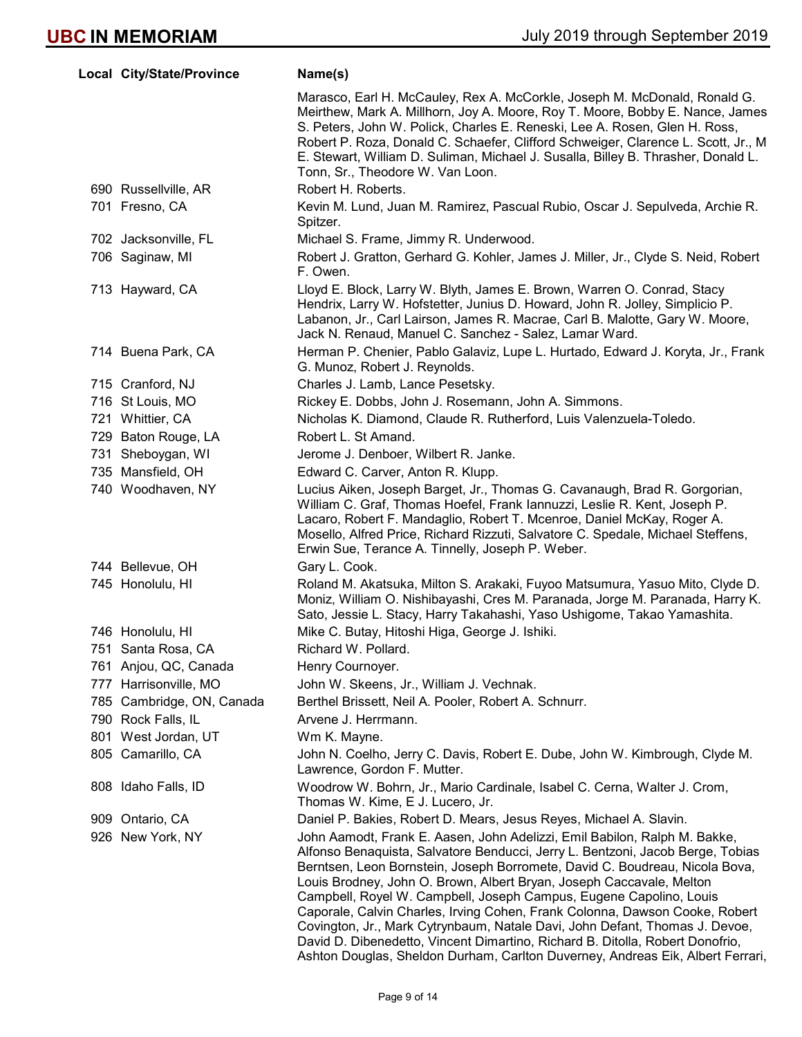| Local | City/State/Province | Name(s) |
|---|---|---|
| | | Marasco, Earl H. McCauley, Rex A. McCorkle, Joseph M. McDonald, Ronald G. Meirthew, Mark A. Millhorn, Joy A. Moore, Roy T. Moore, Bobby E. Nance, James S. Peters, John W. Polick, Charles E. Reneski, Lee A. Rosen, Glen H. Ross, Robert P. Roza, Donald C. Schaefer, Clifford Schweiger, Clarence L. Scott, Jr., M E. Stewart, William D. Suliman, Michael J. Susalla, Billey B. Thrasher, Donald L. Tonn, Sr., Theodore W. Van Loon. |
| 690 | Russellville, AR | Robert H. Roberts. |
| 701 | Fresno, CA | Kevin M. Lund, Juan M. Ramirez, Pascual Rubio, Oscar J. Sepulveda, Archie R. Spitzer. |
| 702 | Jacksonville, FL | Michael S. Frame, Jimmy R. Underwood. |
| 706 | Saginaw, MI | Robert J. Gratton, Gerhard G. Kohler, James J. Miller, Jr., Clyde S. Neid, Robert F. Owen. |
| 713 | Hayward, CA | Lloyd E. Block, Larry W. Blyth, James E. Brown, Warren O. Conrad, Stacy Hendrix, Larry W. Hofstetter, Junius D. Howard, John R. Jolley, Simplicio P. Labanon, Jr., Carl Lairson, James R. Macrae, Carl B. Malotte, Gary W. Moore, Jack N. Renaud, Manuel C. Sanchez - Salez, Lamar Ward. |
| 714 | Buena Park, CA | Herman P. Chenier, Pablo Galaviz, Lupe L. Hurtado, Edward J. Koryta, Jr., Frank G. Munoz, Robert J. Reynolds. |
| 715 | Cranford, NJ | Charles J. Lamb, Lance Pesetsky. |
| 716 | St Louis, MO | Rickey E. Dobbs, John J. Rosemann, John A. Simmons. |
| 721 | Whittier, CA | Nicholas K. Diamond, Claude R. Rutherford, Luis Valenzuela-Toledo. |
| 729 | Baton Rouge, LA | Robert L. St Amand. |
| 731 | Sheboygan, WI | Jerome J. Denboer, Wilbert R. Janke. |
| 735 | Mansfield, OH | Edward C. Carver, Anton R. Klupp. |
| 740 | Woodhaven, NY | Lucius Aiken, Joseph Barget, Jr., Thomas G. Cavanaugh, Brad R. Gorgorian, William C. Graf, Thomas Hoefel, Frank Iannuzzi, Leslie R. Kent, Joseph P. Lacaro, Robert F. Mandaglio, Robert T. Mcenroe, Daniel McKay, Roger A. Mosello, Alfred Price, Richard Rizzuti, Salvatore C. Spedale, Michael Steffens, Erwin Sue, Terance A. Tinnelly, Joseph P. Weber. |
| 744 | Bellevue, OH | Gary L. Cook. |
| 745 | Honolulu, HI | Roland M. Akatsuka, Milton S. Arakaki, Fuyoo Matsumura, Yasuo Mito, Clyde D. Moniz, William O. Nishibayashi, Cres M. Paranada, Jorge M. Paranada, Harry K. Sato, Jessie L. Stacy, Harry Takahashi, Yaso Ushigome, Takao Yamashita. |
| 746 | Honolulu, HI | Mike C. Butay, Hitoshi Higa, George J. Ishiki. |
| 751 | Santa Rosa, CA | Richard W. Pollard. |
| 761 | Anjou, QC, Canada | Henry Cournoyer. |
| 777 | Harrisonville, MO | John W. Skeens, Jr., William J. Vechnak. |
| 785 | Cambridge, ON, Canada | Berthel Brissett, Neil A. Pooler, Robert A. Schnurr. |
| 790 | Rock Falls, IL | Arvene J. Herrmann. |
| 801 | West Jordan, UT | Wm K. Mayne. |
| 805 | Camarillo, CA | John N. Coelho, Jerry C. Davis, Robert E. Dube, John W. Kimbrough, Clyde M. Lawrence, Gordon F. Mutter. |
| 808 | Idaho Falls, ID | Woodrow W. Bohrn, Jr., Mario Cardinale, Isabel C. Cerna, Walter J. Crom, Thomas W. Kime, E J. Lucero, Jr. |
| 909 | Ontario, CA | Daniel P. Bakies, Robert D. Mears, Jesus Reyes, Michael A. Slavin. |
| 926 | New York, NY | John Aamodt, Frank E. Aasen, John Adelizzi, Emil Babilon, Ralph M. Bakke, Alfonso Benaquista, Salvatore Benducci, Jerry L. Bentzoni, Jacob Berge, Tobias Berntsen, Leon Bornstein, Joseph Borromete, David C. Boudreau, Nicola Bova, Louis Brodney, John O. Brown, Albert Bryan, Joseph Caccavale, Melton Campbell, Royel W. Campbell, Joseph Campus, Eugene Capolino, Louis Caporale, Calvin Charles, Irving Cohen, Frank Colonna, Dawson Cooke, Robert Covington, Jr., Mark Cytrynbaum, Natale Davi, John Defant, Thomas J. Devoe, David D. Dibenedetto, Vincent Dimartino, Richard B. Ditolla, Robert Donofrio, Ashton Douglas, Sheldon Durham, Carlton Duverney, Andreas Eik, Albert Ferrari, |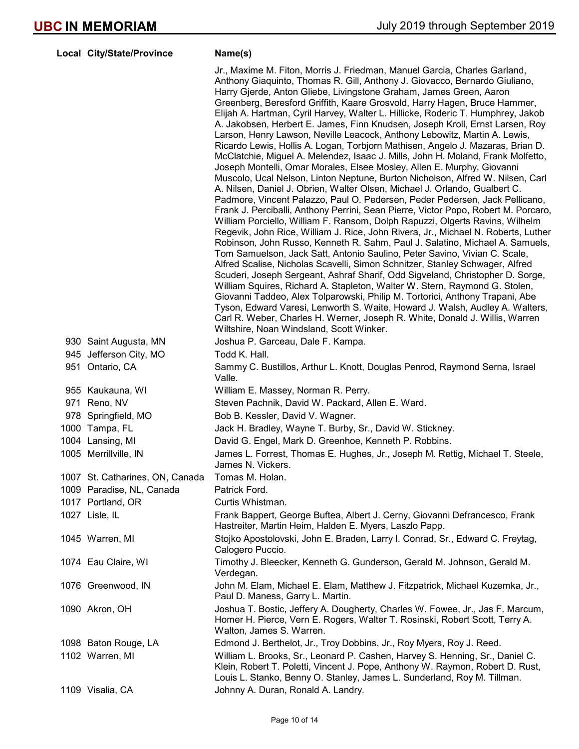| Local | City/State/Province | Name(s) |
|---|---|---|
| | | Jr., Maxime M. Fiton, Morris J. Friedman, Manuel Garcia, Charles Garland, Anthony Giaquinto, Thomas R. Gill, Anthony J. Giovacco, Bernardo Giuliano, Harry Gjerde, Anton Gliebe, Livingstone Graham, James Green, Aaron Greenberg, Beresford Griffith, Kaare Grosvold, Harry Hagen, Bruce Hammer, Elijah A. Hartman, Cyril Harvey, Walter L. Hillicke, Roderic T. Humphrey, Jakob A. Jakobsen, Herbert E. James, Finn Knudsen, Joseph Kroll, Ernst Larsen, Roy Larson, Henry Lawson, Neville Leacock, Anthony Lebowitz, Martin A. Lewis, Ricardo Lewis, Hollis A. Logan, Torbjorn Mathisen, Angelo J. Mazaras, Brian D. McClatchie, Miguel A. Melendez, Isaac J. Mills, John H. Moland, Frank Molfetto, Joseph Montelli, Omar Morales, Elsee Mosley, Allen E. Murphy, Giovanni Muscolo, Ucal Nelson, Linton Neptune, Burton Nicholson, Alfred W. Nilsen, Carl A. Nilsen, Daniel J. Obrien, Walter Olsen, Michael J. Orlando, Gualbert C. Padmore, Vincent Palazzo, Paul O. Pedersen, Peder Pedersen, Jack Pellicano, Frank J. Perciballi, Anthony Perrini, Sean Pierre, Victor Popo, Robert M. Porcaro, William Porciello, William F. Ransom, Dolph Rapuzzi, Olgerts Ravins, Wilhelm Regevik, John Rice, William J. Rice, John Rivera, Jr., Michael N. Roberts, Luther Robinson, John Russo, Kenneth R. Sahm, Paul J. Salatino, Michael A. Samuels, Tom Samuelson, Jack Satt, Antonio Saulino, Peter Savino, Vivian C. Scale, Alfred Scalise, Nicholas Scavelli, Simon Schnitzer, Stanley Schwager, Alfred Scuderi, Joseph Sergeant, Ashraf Sharif, Odd Sigveland, Christopher D. Sorge, William Squires, Richard A. Stapleton, Walter W. Stern, Raymond G. Stolen, Giovanni Taddeo, Alex Tolparowski, Philip M. Tortorici, Anthony Trapani, Abe Tyson, Edward Varesi, Lenworth S. Waite, Howard J. Walsh, Audley A. Walters, Carl R. Weber, Charles H. Werner, Joseph R. White, Donald J. Willis, Warren Wiltshire, Noan Windsland, Scott Winker. |
| 930 | Saint Augusta, MN | Joshua P. Garceau, Dale F. Kampa. |
| 945 | Jefferson City, MO | Todd K. Hall. |
| 951 | Ontario, CA | Sammy C. Bustillos, Arthur L. Knott, Douglas Penrod, Raymond Serna, Israel Valle. |
| 955 | Kaukauna, WI | William E. Massey, Norman R. Perry. |
| 971 | Reno, NV | Steven Pachnik, David W. Packard, Allen E. Ward. |
| 978 | Springfield, MO | Bob B. Kessler, David V. Wagner. |
| 1000 | Tampa, FL | Jack H. Bradley, Wayne T. Burby, Sr., David W. Stickney. |
| 1004 | Lansing, MI | David G. Engel, Mark D. Greenhoe, Kenneth P. Robbins. |
| 1005 | Merrillville, IN | James L. Forrest, Thomas E. Hughes, Jr., Joseph M. Rettig, Michael T. Steele, James N. Vickers. |
| 1007 | St. Catharines, ON, Canada | Tomas M. Holan. |
| 1009 | Paradise, NL, Canada | Patrick Ford. |
| 1017 | Portland, OR | Curtis Whistman. |
| 1027 | Lisle, IL | Frank Bappert, George Buftea, Albert J. Cerny, Giovanni Defrancesco, Frank Hastreiter, Martin Heim, Halden E. Myers, Laszlo Papp. |
| 1045 | Warren, MI | Stojko Apostolovski, John E. Braden, Larry I. Conrad, Sr., Edward C. Freytag, Calogero Puccio. |
| 1074 | Eau Claire, WI | Timothy J. Bleecker, Kenneth G. Gunderson, Gerald M. Johnson, Gerald M. Verdegan. |
| 1076 | Greenwood, IN | John M. Elam, Michael E. Elam, Matthew J. Fitzpatrick, Michael Kuzemka, Jr., Paul D. Maness, Garry L. Martin. |
| 1090 | Akron, OH | Joshua T. Bostic, Jeffery A. Dougherty, Charles W. Fowee, Jr., Jas F. Marcum, Homer H. Pierce, Vern E. Rogers, Walter T. Rosinski, Robert Scott, Terry A. Walton, James S. Warren. |
| 1098 | Baton Rouge, LA | Edmond J. Berthelot, Jr., Troy Dobbins, Jr., Roy Myers, Roy J. Reed. |
| 1102 | Warren, MI | William L. Brooks, Sr., Leonard P. Cashen, Harvey S. Henning, Sr., Daniel C. Klein, Robert T. Poletti, Vincent J. Pope, Anthony W. Raymon, Robert D. Rust, Louis L. Stanko, Benny O. Stanley, James L. Sunderland, Roy M. Tillman. |
| 1109 | Visalia, CA | Johnny A. Duran, Ronald A. Landry. |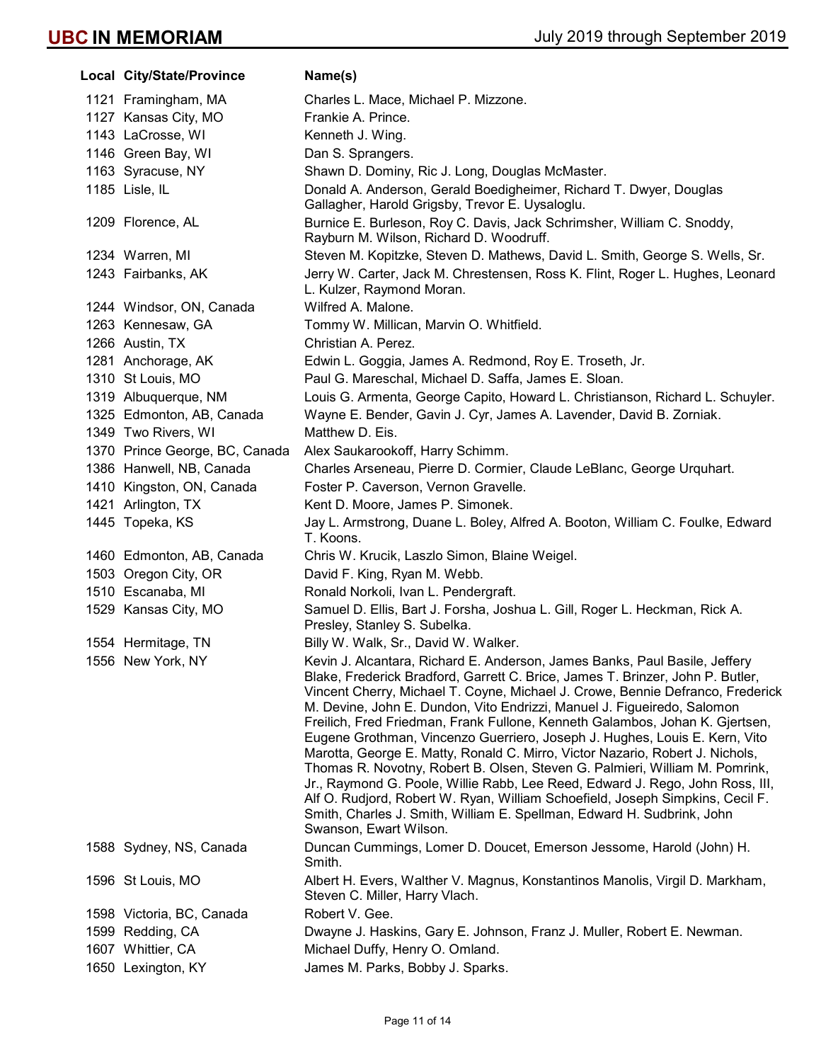# UBC IN MEMORIAM

July 2019 through September 2019

| Local | City/State/Province | Name(s) |
|---|---|---|
| 1121 | Framingham, MA | Charles L. Mace, Michael P. Mizzone. |
| 1127 | Kansas City, MO | Frankie A. Prince. |
| 1143 | LaCrosse, WI | Kenneth J. Wing. |
| 1146 | Green Bay, WI | Dan S. Sprangers. |
| 1163 | Syracuse, NY | Shawn D. Dominy, Ric J. Long, Douglas McMaster. |
| 1185 | Lisle, IL | Donald A. Anderson, Gerald Boedigheimer, Richard T. Dwyer, Douglas Gallagher, Harold Grigsby, Trevor E. Uysaloglu. |
| 1209 | Florence, AL | Burnice E. Burleson, Roy C. Davis, Jack Schrimsher, William C. Snoddy, Rayburn M. Wilson, Richard D. Woodruff. |
| 1234 | Warren, MI | Steven M. Kopitzke, Steven D. Mathews, David L. Smith, George S. Wells, Sr. |
| 1243 | Fairbanks, AK | Jerry W. Carter, Jack M. Chrestensen, Ross K. Flint, Roger L. Hughes, Leonard L. Kulzer, Raymond Moran. |
| 1244 | Windsor, ON, Canada | Wilfred A. Malone. |
| 1263 | Kennesaw, GA | Tommy W. Millican, Marvin O. Whitfield. |
| 1266 | Austin, TX | Christian A. Perez. |
| 1281 | Anchorage, AK | Edwin L. Goggia, James A. Redmond, Roy E. Troseth, Jr. |
| 1310 | St Louis, MO | Paul G. Mareschal, Michael D. Saffa, James E. Sloan. |
| 1319 | Albuquerque, NM | Louis G. Armenta, George Capito, Howard L. Christianson, Richard L. Schuyler. |
| 1325 | Edmonton, AB, Canada | Wayne E. Bender, Gavin J. Cyr, James A. Lavender, David B. Zorniak. |
| 1349 | Two Rivers, WI | Matthew D. Eis. |
| 1370 | Prince George, BC, Canada | Alex Saukarookoff, Harry Schimm. |
| 1386 | Hanwell, NB, Canada | Charles Arseneau, Pierre D. Cormier, Claude LeBlanc, George Urquhart. |
| 1410 | Kingston, ON, Canada | Foster P. Caverson, Vernon Gravelle. |
| 1421 | Arlington, TX | Kent D. Moore, James P. Simonek. |
| 1445 | Topeka, KS | Jay L. Armstrong, Duane L. Boley, Alfred A. Booton, William C. Foulke, Edward T. Koons. |
| 1460 | Edmonton, AB, Canada | Chris W. Krucik, Laszlo Simon, Blaine Weigel. |
| 1503 | Oregon City, OR | David F. King, Ryan M. Webb. |
| 1510 | Escanaba, MI | Ronald Norkoli, Ivan L. Pendergraft. |
| 1529 | Kansas City, MO | Samuel D. Ellis, Bart J. Forsha, Joshua L. Gill, Roger L. Heckman, Rick A. Presley, Stanley S. Subelka. |
| 1554 | Hermitage, TN | Billy W. Walk, Sr., David W. Walker. |
| 1556 | New York, NY | Kevin J. Alcantara, Richard E. Anderson, James Banks, Paul Basile, Jeffery Blake, Frederick Bradford, Garrett C. Brice, James T. Brinzer, John P. Butler, Vincent Cherry, Michael T. Coyne, Michael J. Crowe, Bennie Defranco, Frederick M. Devine, John E. Dundon, Vito Endrizzi, Manuel J. Figueiredo, Salomon Freilich, Fred Friedman, Frank Fullone, Kenneth Galambos, Johan K. Gjertsen, Eugene Grothman, Vincenzo Guerriero, Joseph J. Hughes, Louis E. Kern, Vito Marotta, George E. Matty, Ronald C. Mirro, Victor Nazario, Robert J. Nichols, Thomas R. Novotny, Robert B. Olsen, Steven G. Palmieri, William M. Pomrink, Jr., Raymond G. Poole, Willie Rabb, Lee Reed, Edward J. Rego, John Ross, III, Alf O. Rudjord, Robert W. Ryan, William Schoefield, Joseph Simpkins, Cecil F. Smith, Charles J. Smith, William E. Spellman, Edward H. Sudbrink, John Swanson, Ewart Wilson. |
| 1588 | Sydney, NS, Canada | Duncan Cummings, Lomer D. Doucet, Emerson Jessome, Harold (John) H. Smith. |
| 1596 | St Louis, MO | Albert H. Evers, Walther V. Magnus, Konstantinos Manolis, Virgil D. Markham, Steven C. Miller, Harry Vlach. |
| 1598 | Victoria, BC, Canada | Robert V. Gee. |
| 1599 | Redding, CA | Dwayne J. Haskins, Gary E. Johnson, Franz J. Muller, Robert E. Newman. |
| 1607 | Whittier, CA | Michael Duffy, Henry O. Omland. |
| 1650 | Lexington, KY | James M. Parks, Bobby J. Sparks. |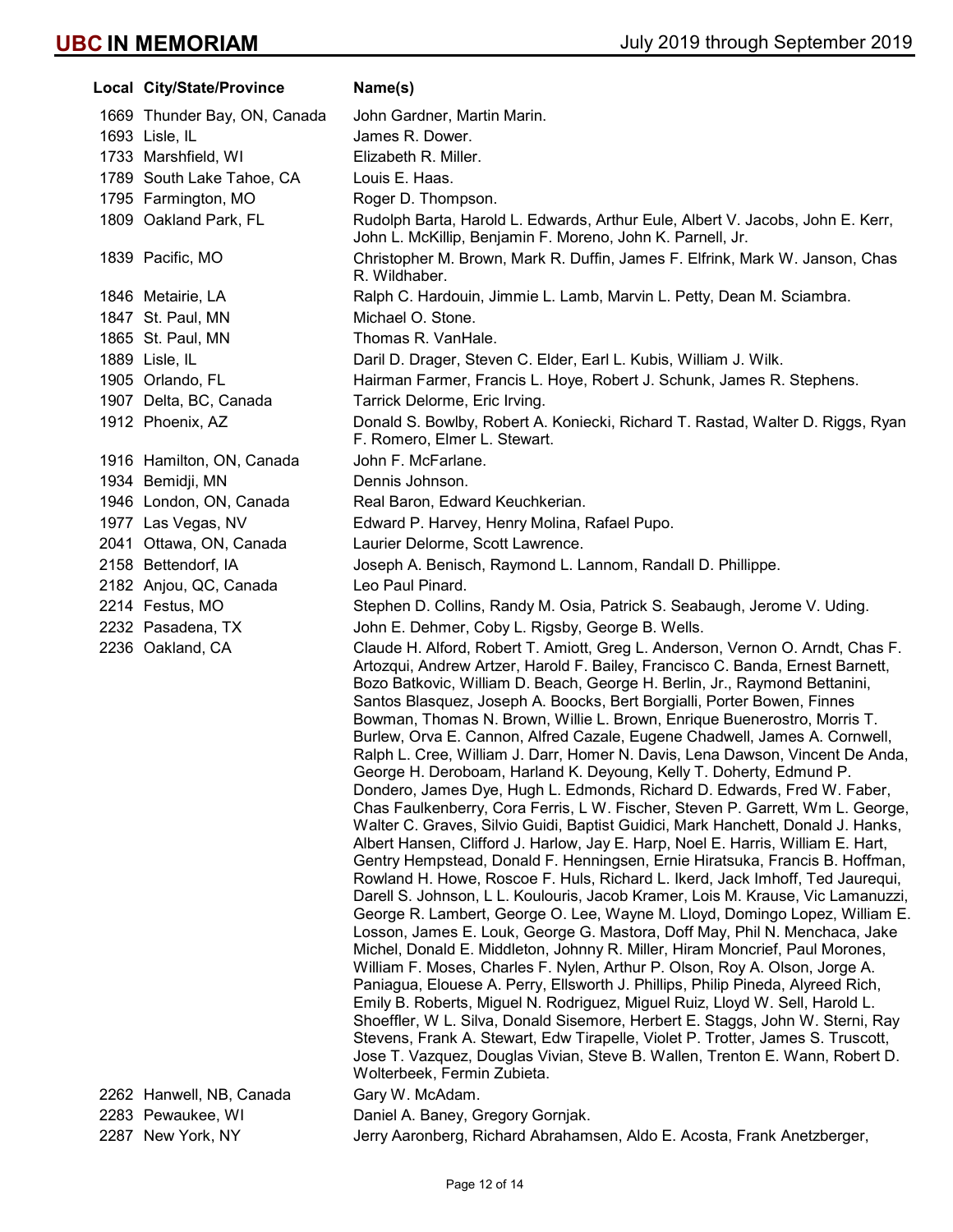| Local | City/State/Province | Name(s) |
|---|---|---|
| 1669 | Thunder Bay, ON, Canada | John Gardner, Martin Marin. |
| 1693 | Lisle, IL | James R. Dower. |
| 1733 | Marshfield, WI | Elizabeth R. Miller. |
| 1789 | South Lake Tahoe, CA | Louis E. Haas. |
| 1795 | Farmington, MO | Roger D. Thompson. |
| 1809 | Oakland Park, FL | Rudolph Barta, Harold L. Edwards, Arthur Eule, Albert V. Jacobs, John E. Kerr, John L. McKillip, Benjamin F. Moreno, John K. Parnell, Jr. |
| 1839 | Pacific, MO | Christopher M. Brown, Mark R. Duffin, James F. Elfrink, Mark W. Janson, Chas R. Wildhaber. |
| 1846 | Metairie, LA | Ralph C. Hardouin, Jimmie L. Lamb, Marvin L. Petty, Dean M. Sciambra. |
| 1847 | St. Paul, MN | Michael O. Stone. |
| 1865 | St. Paul, MN | Thomas R. VanHale. |
| 1889 | Lisle, IL | Daril D. Drager, Steven C. Elder, Earl L. Kubis, William J. Wilk. |
| 1905 | Orlando, FL | Hairman Farmer, Francis L. Hoye, Robert J. Schunk, James R. Stephens. |
| 1907 | Delta, BC, Canada | Tarrick Delorme, Eric Irving. |
| 1912 | Phoenix, AZ | Donald S. Bowlby, Robert A. Koniecki, Richard T. Rastad, Walter D. Riggs, Ryan F. Romero, Elmer L. Stewart. |
| 1916 | Hamilton, ON, Canada | John F. McFarlane. |
| 1934 | Bemidji, MN | Dennis Johnson. |
| 1946 | London, ON, Canada | Real Baron, Edward Keuchkerian. |
| 1977 | Las Vegas, NV | Edward P. Harvey, Henry Molina, Rafael Pupo. |
| 2041 | Ottawa, ON, Canada | Laurier Delorme, Scott Lawrence. |
| 2158 | Bettendorf, IA | Joseph A. Benisch, Raymond L. Lannom, Randall D. Phillippe. |
| 2182 | Anjou, QC, Canada | Leo Paul Pinard. |
| 2214 | Festus, MO | Stephen D. Collins, Randy M. Osia, Patrick S. Seabaugh, Jerome V. Uding. |
| 2232 | Pasadena, TX | John E. Dehmer, Coby L. Rigsby, George B. Wells. |
| 2236 | Oakland, CA | Claude H. Alford, Robert T. Amiott, Greg L. Anderson, Vernon O. Arndt, Chas F. Artozqui, Andrew Artzer, Harold F. Bailey, Francisco C. Banda, Ernest Barnett, Bozo Batkovic, William D. Beach, George H. Berlin, Jr., Raymond Bettanini, Santos Blasquez, Joseph A. Boocks, Bert Borgialli, Porter Bowen, Finnes Bowman, Thomas N. Brown, Willie L. Brown, Enrique Buenerostro, Morris T. Burlew, Orva E. Cannon, Alfred Cazale, Eugene Chadwell, James A. Cornwell, Ralph L. Cree, William J. Darr, Homer N. Davis, Lena Dawson, Vincent De Anda, George H. Deroboam, Harland K. Deyoung, Kelly T. Doherty, Edmund P. Dondero, James Dye, Hugh L. Edmonds, Richard D. Edwards, Fred W. Faber, Chas Faulkenberry, Cora Ferris, L W. Fischer, Steven P. Garrett, Wm L. George, Walter C. Graves, Silvio Guidi, Baptist Guidici, Mark Hanchett, Donald J. Hanks, Albert Hansen, Clifford J. Harlow, Jay E. Harp, Noel E. Harris, William E. Hart, Gentry Hempstead, Donald F. Henningsen, Ernie Hiratsuka, Francis B. Hoffman, Rowland H. Howe, Roscoe F. Huls, Richard L. Ikerd, Jack Imhoff, Ted Jaurequi, Darell S. Johnson, L L. Koulouris, Jacob Kramer, Lois M. Krause, Vic Lamanuzzi, George R. Lambert, George O. Lee, Wayne M. Lloyd, Domingo Lopez, William E. Losson, James E. Louk, George G. Mastora, Doff May, Phil N. Menchaca, Jake Michel, Donald E. Middleton, Johnny R. Miller, Hiram Moncrief, Paul Morones, William F. Moses, Charles F. Nylen, Arthur P. Olson, Roy A. Olson, Jorge A. Paniagua, Elouese A. Perry, Ellsworth J. Phillips, Philip Pineda, Alyreed Rich, Emily B. Roberts, Miguel N. Rodriguez, Miguel Ruiz, Lloyd W. Sell, Harold L. Shoeffler, W L. Silva, Donald Sisemore, Herbert E. Staggs, John W. Sterni, Ray Stevens, Frank A. Stewart, Edw Tirapelle, Violet P. Trotter, James S. Truscott, Jose T. Vazquez, Douglas Vivian, Steve B. Wallen, Trenton E. Wann, Robert D. Wolterbeek, Fermin Zubieta. |
| 2262 | Hanwell, NB, Canada | Gary W. McAdam. |
| 2283 | Pewaukee, WI | Daniel A. Baney, Gregory Gornjak. |
| 2287 | New York, NY | Jerry Aaronberg, Richard Abrahamsen, Aldo E. Acosta, Frank Anetzberger, |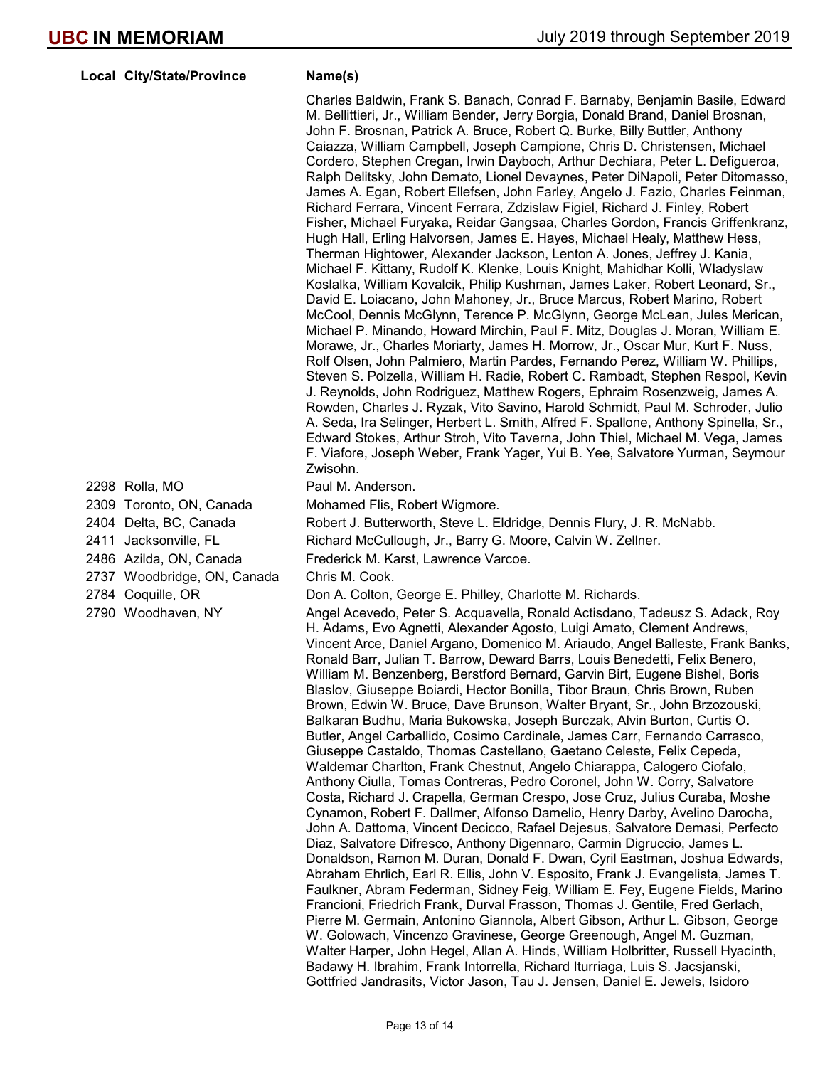| Local | City/State/Province | Name(s) |
|---|---|---|
| | | Charles Baldwin, Frank S. Banach, Conrad F. Barnaby, Benjamin Basile, Edward M. Bellittieri, Jr., William Bender, Jerry Borgia, Donald Brand, Daniel Brosnan, John F. Brosnan, Patrick A. Bruce, Robert Q. Burke, Billy Buttler, Anthony Caiazza, William Campbell, Joseph Campione, Chris D. Christensen, Michael Cordero, Stephen Cregan, Irwin Dayboch, Arthur Dechiara, Peter L. Defigueroa, Ralph Delitsky, John Demato, Lionel Devaynes, Peter DiNapoli, Peter Ditomasso, James A. Egan, Robert Ellefsen, John Farley, Angelo J. Fazio, Charles Feinman, Richard Ferrara, Vincent Ferrara, Zdzislaw Figiel, Richard J. Finley, Robert Fisher, Michael Furyaka, Reidar Gangsaa, Charles Gordon, Francis Griffenkranz, Hugh Hall, Erling Halvorsen, James E. Hayes, Michael Healy, Matthew Hess, Therman Hightower, Alexander Jackson, Lenton A. Jones, Jeffrey J. Kania, Michael F. Kittany, Rudolf K. Klenke, Louis Knight, Mahidhar Kolli, Wladyslaw Koslalka, William Kovalcik, Philip Kushman, James Laker, Robert Leonard, Sr., David E. Loiacano, John Mahoney, Jr., Bruce Marcus, Robert Marino, Robert McCool, Dennis McGlynn, Terence P. McGlynn, George McLean, Jules Merican, Michael P. Minando, Howard Mirchin, Paul F. Mitz, Douglas J. Moran, William E. Morawe, Jr., Charles Moriarty, James H. Morrow, Jr., Oscar Mur, Kurt F. Nuss, Rolf Olsen, John Palmiero, Martin Pardes, Fernando Perez, William W. Phillips, Steven S. Polzella, William H. Radie, Robert C. Rambadt, Stephen Respol, Kevin J. Reynolds, John Rodriguez, Matthew Rogers, Ephraim Rosenzweig, James A. Rowden, Charles J. Ryzak, Vito Savino, Harold Schmidt, Paul M. Schroder, Julio A. Seda, Ira Selinger, Herbert L. Smith, Alfred F. Spallone, Anthony Spinella, Sr., Edward Stokes, Arthur Stroh, Vito Taverna, John Thiel, Michael M. Vega, James F. Viafore, Joseph Weber, Frank Yager, Yui B. Yee, Salvatore Yurman, Seymour Zwisohn. |
| 2298 | Rolla, MO | Paul M. Anderson. |
| 2309 | Toronto, ON, Canada | Mohamed Flis, Robert Wigmore. |
| 2404 | Delta, BC, Canada | Robert J. Butterworth, Steve L. Eldridge, Dennis Flury, J. R. McNabb. |
| 2411 | Jacksonville, FL | Richard McCullough, Jr., Barry G. Moore, Calvin W. Zellner. |
| 2486 | Azilda, ON, Canada | Frederick M. Karst, Lawrence Varcoe. |
| 2737 | Woodbridge, ON, Canada | Chris M. Cook. |
| 2784 | Coquille, OR | Don A. Colton, George E. Philley, Charlotte M. Richards. |
| 2790 | Woodhaven, NY | Angel Acevedo, Peter S. Acquavella, Ronald Actisdano, Tadeusz S. Adack, Roy H. Adams, Evo Agnetti, Alexander Agosto, Luigi Amato, Clement Andrews, Vincent Arce, Daniel Argano, Domenico M. Ariaudo, Angel Balleste, Frank Banks, Ronald Barr, Julian T. Barrow, Deward Barrs, Louis Benedetti, Felix Benero, William M. Benzenberg, Berstford Bernard, Garvin Birt, Eugene Bishel, Boris Blaslov, Giuseppe Boiardi, Hector Bonilla, Tibor Braun, Chris Brown, Ruben Brown, Edwin W. Bruce, Dave Brunson, Walter Bryant, Sr., John Brzozouski, Balkaran Budhu, Maria Bukowska, Joseph Burczak, Alvin Burton, Curtis O. Butler, Angel Carballido, Cosimo Cardinale, James Carr, Fernando Carrasco, Giuseppe Castaldo, Thomas Castellano, Gaetano Celeste, Felix Cepeda, Waldemar Charlton, Frank Chestnut, Angelo Chiarappa, Calogero Ciofalo, Anthony Ciulla, Tomas Contreras, Pedro Coronel, John W. Corry, Salvatore Costa, Richard J. Crapella, German Crespo, Jose Cruz, Julius Curaba, Moshe Cynamon, Robert F. Dallmer, Alfonso Damelio, Henry Darby, Avelino Darocha, John A. Dattoma, Vincent Decicco, Rafael Dejesus, Salvatore Demasi, Perfecto Diaz, Salvatore Difresco, Anthony Digennaro, Carmin Digruccio, James L. Donaldson, Ramon M. Duran, Donald F. Dwan, Cyril Eastman, Joshua Edwards, Abraham Ehrlich, Earl R. Ellis, John V. Esposito, Frank J. Evangelista, James T. Faulkner, Abram Federman, Sidney Feig, William E. Fey, Eugene Fields, Marino Francioni, Friedrich Frank, Durval Frasson, Thomas J. Gentile, Fred Gerlach, Pierre M. Germain, Antonino Giannola, Albert Gibson, Arthur L. Gibson, George W. Golowach, Vincenzo Gravinese, George Greenough, Angel M. Guzman, Walter Harper, John Hegel, Allan A. Hinds, William Holbritter, Russell Hyacinth, Badawy H. Ibrahim, Frank Intorrella, Richard Iturriaga, Luis S. Jacsjanski, Gottfried Jandrasits, Victor Jason, Tau J. Jensen, Daniel E. Jewels, Isidoro |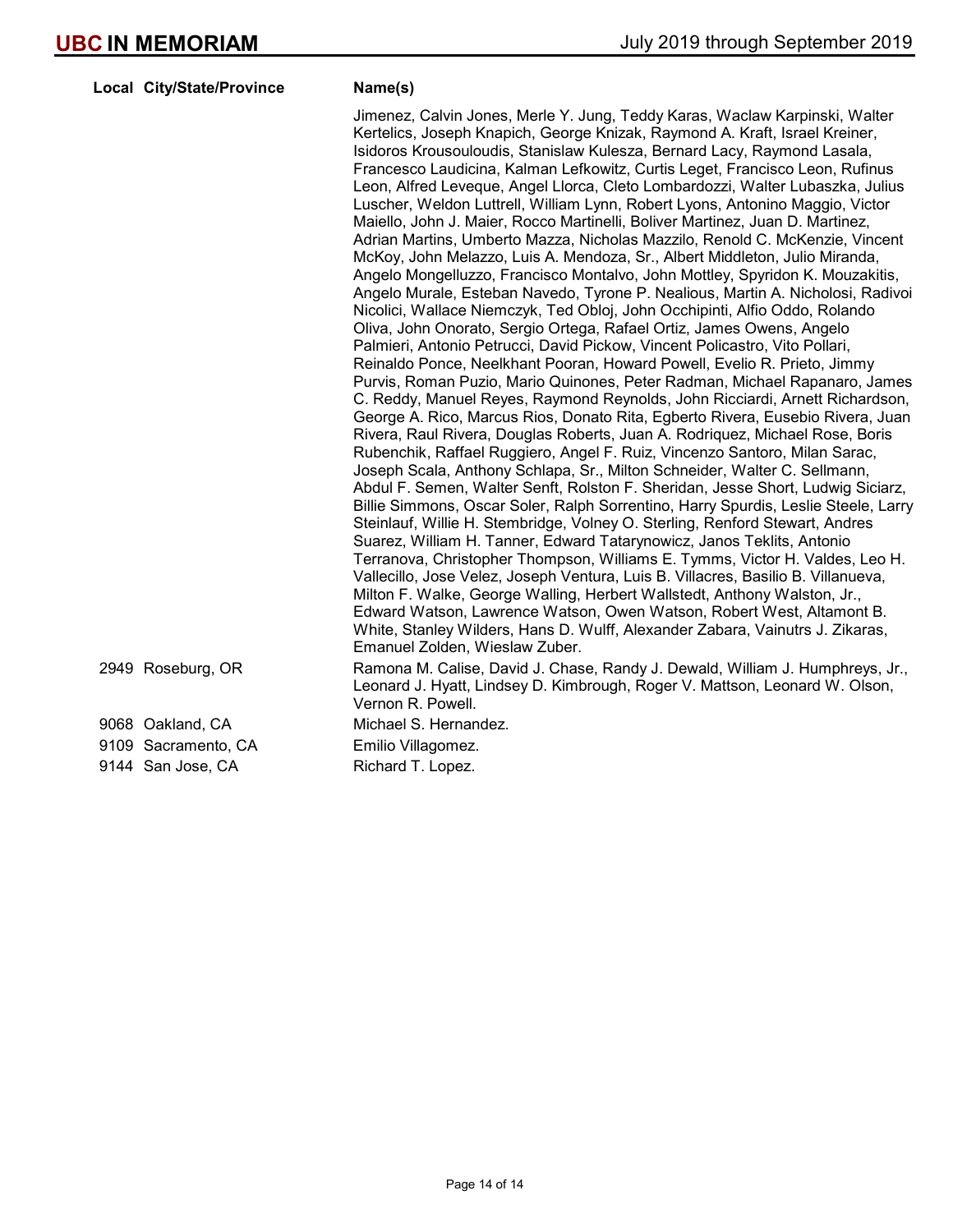| Local | City/State/Province | Name(s) |
| --- | --- | --- |
| | | Jimenez, Calvin Jones, Merle Y. Jung, Teddy Karas, Waclaw Karpinski, Walter Kertelics, Joseph Knapich, George Knizak, Raymond A. Kraft, Israel Kreiner, Isidoros Krousouloudis, Stanislaw Kulesza, Bernard Lacy, Raymond Lasala, Francesco Laudicina, Kalman Lefkowitz, Curtis Leget, Francisco Leon, Rufinus Leon, Alfred Leveque, Angel Llorca, Cleto Lombardozzi, Walter Lubaszka, Julius Luscher, Weldon Luttrell, William Lynn, Robert Lyons, Antonino Maggio, Victor Maiello, John J. Maier, Rocco Martinelli, Boliver Martinez, Juan D. Martinez, Adrian Martins, Umberto Mazza, Nicholas Mazzilo, Renold C. McKenzie, Vincent McKoy, John Melazzo, Luis A. Mendoza, Sr., Albert Middleton, Julio Miranda, Angelo Mongelluzzo, Francisco Montalvo, John Mottley, Spyridon K. Mouzakitis, Angelo Murale, Esteban Navedo, Tyrone P. Nealious, Martin A. Nicholosi, Radivoi Nicolici, Wallace Niemczyk, Ted Obloj, John Occhipinti, Alfio Oddo, Rolando Oliva, John Onorato, Sergio Ortega, Rafael Ortiz, James Owens, Angelo Palmieri, Antonio Petrucci, David Pickow, Vincent Policastro, Vito Pollari, Reinaldo Ponce, Neelkhant Pooran, Howard Powell, Evelio R. Prieto, Jimmy Purvis, Roman Puzio, Mario Quinones, Peter Radman, Michael Rapanaro, James C. Reddy, Manuel Reyes, Raymond Reynolds, John Ricciardi, Arnett Richardson, George A. Rico, Marcus Rios, Donato Rita, Egberto Rivera, Eusebio Rivera, Juan Rivera, Raul Rivera, Douglas Roberts, Juan A. Rodriquez, Michael Rose, Boris Rubenchik, Raffael Ruggiero, Angel F. Ruiz, Vincenzo Santoro, Milan Sarac, Joseph Scala, Anthony Schlapa, Sr., Milton Schneider, Walter C. Sellmann, Abdul F. Semen, Walter Senft, Rolston F. Sheridan, Jesse Short, Ludwig Siciarz, Billie Simmons, Oscar Soler, Ralph Sorrentino, Harry Spurdis, Leslie Steele, Larry Steinlauf, Willie H. Stembridge, Volney O. Sterling, Renford Stewart, Andres Suarez, William H. Tanner, Edward Tatarynowicz, Janos Teklits, Antonio Terranova, Christopher Thompson, Williams E. Tymms, Victor H. Valdes, Leo H. Vallecillo, Jose Velez, Joseph Ventura, Luis B. Villacres, Basilio B. Villanueva, Milton F. Walke, George Walling, Herbert Wallstedt, Anthony Walston, Jr., Edward Watson, Lawrence Watson, Owen Watson, Robert West, Altamont B. White, Stanley Wilders, Hans D. Wulff, Alexander Zabara, Vainutrs J. Zikaras, Emanuel Zolden, Wieslaw Zuber. |
| 2949 | Roseburg, OR | Ramona M. Calise, David J. Chase, Randy J. Dewald, William J. Humphreys, Jr., Leonard J. Hyatt, Lindsey D. Kimbrough, Roger V. Mattson, Leonard W. Olson, Vernon R. Powell. |
| 9068 | Oakland, CA | Michael S. Hernandez. |
| 9109 | Sacramento, CA | Emilio Villagomez. |
| 9144 | San Jose, CA | Richard T. Lopez. |